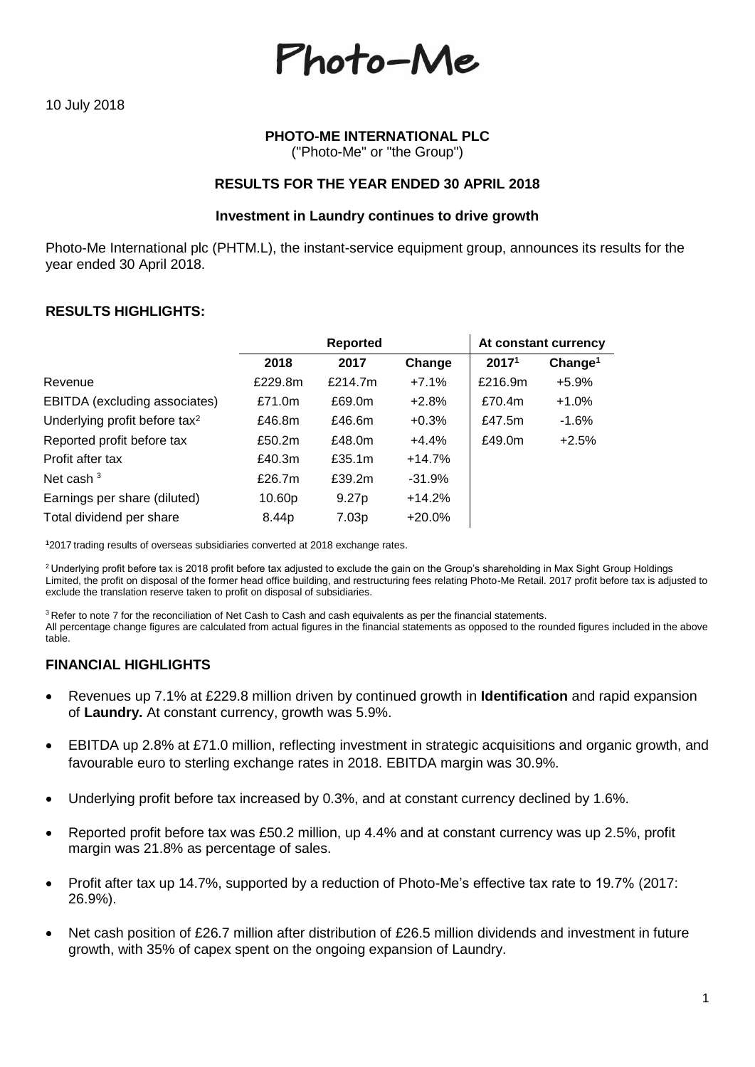# Photo-Me

10 July 2018

**PHOTO-ME INTERNATIONAL PLC**
("Photo-Me" or "the Group")

## RESULTS FOR THE YEAR ENDED 30 APRIL 2018

**Investment in Laundry continues to drive growth**

Photo-Me International plc (PHTM.L), the instant-service equipment group, announces its results for the year ended 30 April 2018.

### RESULTS HIGHLIGHTS:

| | Reported | | | At constant currency | |
|---|---|---|---|---|---|
| | **2018** | **2017** | **Change** | **2017**[1] | **Change**[1] |
| Revenue | £229.8m | £214.7m | +7.1% | £216.9m | +5.9% |
| EBITDA (excluding associates) | £71.0m | £69.0m | +2.8% | £70.4m | +1.0% |
| Underlying profit before tax[2] | £46.8m | £46.6m | +0.3% | £47.5m | -1.6% |
| Reported profit before tax | £50.2m | £48.0m | +4.4% | £49.0m | +2.5% |
| Profit after tax | £40.3m | £35.1m | +14.7% | | |
| Net cash [3] | £26.7m | £39.2m | -31.9% | | |
| Earnings per share (diluted) | 10.60p | 9.27p | +14.2% | | |
| Total dividend per share | 8.44p | 7.03p | +20.0% | | |

[1] 2017 trading results of overseas subsidiaries converted at 2018 exchange rates.

[2] Underlying profit before tax is 2018 profit before tax adjusted to exclude the gain on the Group's shareholding in Max Sight Group Holdings Limited, the profit on disposal of the former head office building, and restructuring fees relating Photo-Me Retail. 2017 profit before tax is adjusted to exclude the translation reserve taken to profit on disposal of subsidiaries.

[3] Refer to note 7 for the reconciliation of Net Cash to Cash and cash equivalents as per the financial statements.
All percentage change figures are calculated from actual figures in the financial statements as opposed to the rounded figures included in the above table.

### FINANCIAL HIGHLIGHTS

- Revenues up 7.1% at £229.8 million driven by continued growth in **Identification** and rapid expansion of **Laundry.** At constant currency, growth was 5.9%.
- EBITDA up 2.8% at £71.0 million, reflecting investment in strategic acquisitions and organic growth, and favourable euro to sterling exchange rates in 2018. EBITDA margin was 30.9%.
- Underlying profit before tax increased by 0.3%, and at constant currency declined by 1.6%.
- Reported profit before tax was £50.2 million, up 4.4% and at constant currency was up 2.5%, profit margin was 21.8% as percentage of sales.
- Profit after tax up 14.7%, supported by a reduction of Photo-Me's effective tax rate to 19.7% (2017: 26.9%).
- Net cash position of £26.7 million after distribution of £26.5 million dividends and investment in future growth, with 35% of capex spent on the ongoing expansion of Laundry.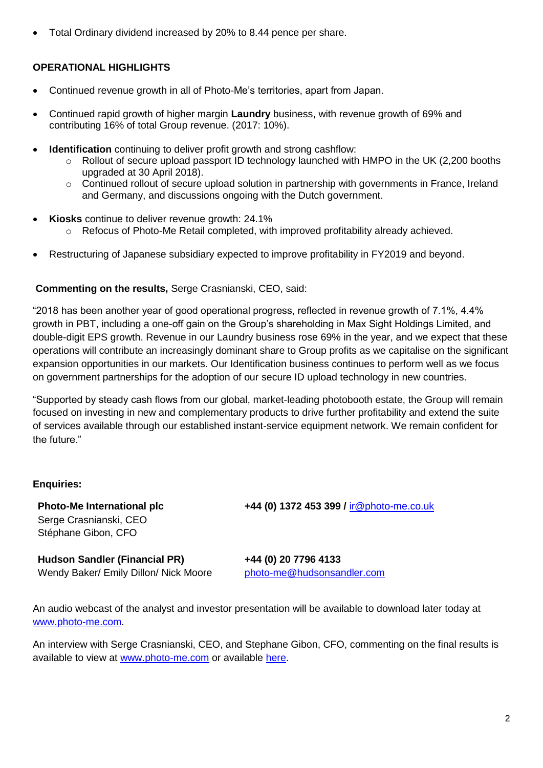- Total Ordinary dividend increased by 20% to 8.44 pence per share.

**OPERATIONAL HIGHLIGHTS**

- Continued revenue growth in all of Photo-Me's territories, apart from Japan.
- Continued rapid growth of higher margin **Laundry** business, with revenue growth of 69% and contributing 16% of total Group revenue. (2017: 10%).
- **Identification** continuing to deliver profit growth and strong cashflow:
  - Rollout of secure upload passport ID technology launched with HMPO in the UK (2,200 booths upgraded at 30 April 2018).
  - Continued rollout of secure upload solution in partnership with governments in France, Ireland and Germany, and discussions ongoing with the Dutch government.
- **Kiosks** continue to deliver revenue growth: 24.1%
  - Refocus of Photo-Me Retail completed, with improved profitability already achieved.
- Restructuring of Japanese subsidiary expected to improve profitability in FY2019 and beyond.

**Commenting on the results,** Serge Crasnianski, CEO, said:

"2018 has been another year of good operational progress, reflected in revenue growth of 7.1%, 4.4% growth in PBT, including a one-off gain on the Group's shareholding in Max Sight Holdings Limited, and double-digit EPS growth. Revenue in our Laundry business rose 69% in the year, and we expect that these operations will contribute an increasingly dominant share to Group profits as we capitalise on the significant expansion opportunities in our markets. Our Identification business continues to perform well as we focus on government partnerships for the adoption of our secure ID upload technology in new countries.

"Supported by steady cash flows from our global, market-leading photobooth estate, the Group will remain focused on investing in new and complementary products to drive further profitability and extend the suite of services available through our established instant-service equipment network. We remain confident for the future."

**Enquiries:**

| | |
|---|---|
| **Photo-Me International plc**<br>Serge Crasnianski, CEO<br>Stéphane Gibon, CFO | **+44 (0) 1372 453 399 /** ir@photo-me.co.uk |
| **Hudson Sandler (Financial PR)**<br>Wendy Baker/ Emily Dillon/ Nick Moore | **+44 (0) 20 7796 4133**<br>photo-me@hudsonsandler.com |

An audio webcast of the analyst and investor presentation will be available to download later today at www.photo-me.com.

An interview with Serge Crasnianski, CEO, and Stephane Gibon, CFO, commenting on the final results is available to view at www.photo-me.com or available here.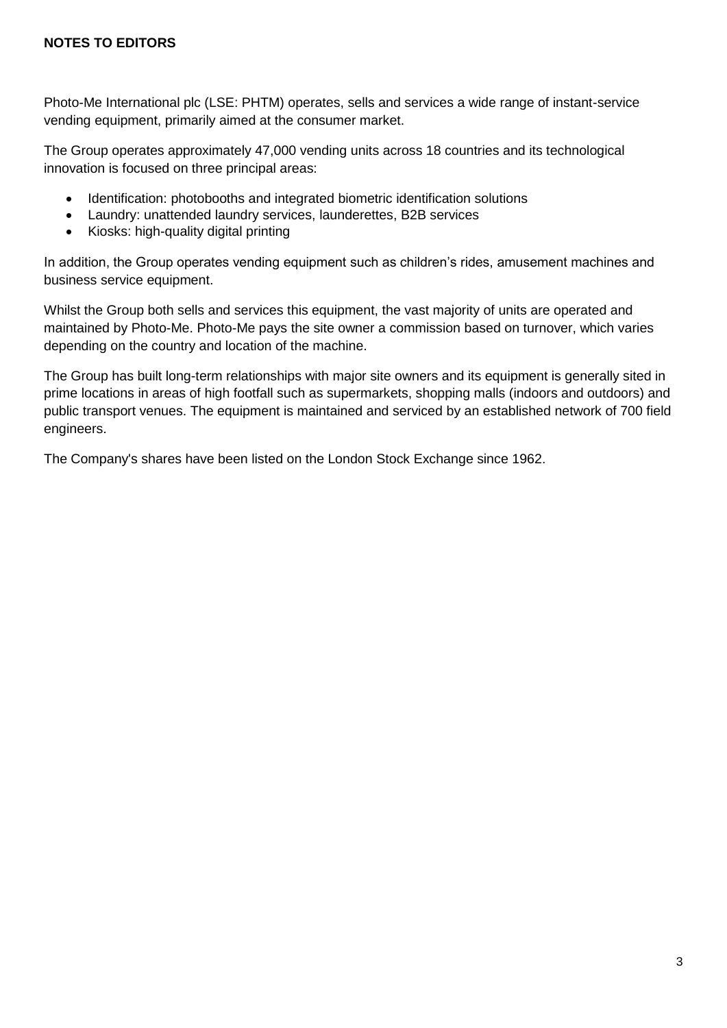**NOTES TO EDITORS**

Photo-Me International plc (LSE: PHTM) operates, sells and services a wide range of instant-service vending equipment, primarily aimed at the consumer market.

The Group operates approximately 47,000 vending units across 18 countries and its technological innovation is focused on three principal areas:

- Identification: photobooths and integrated biometric identification solutions
- Laundry: unattended laundry services, launderettes, B2B services
- Kiosks: high-quality digital printing

In addition, the Group operates vending equipment such as children's rides, amusement machines and business service equipment.

Whilst the Group both sells and services this equipment, the vast majority of units are operated and maintained by Photo-Me. Photo-Me pays the site owner a commission based on turnover, which varies depending on the country and location of the machine.

The Group has built long-term relationships with major site owners and its equipment is generally sited in prime locations in areas of high footfall such as supermarkets, shopping malls (indoors and outdoors) and public transport venues. The equipment is maintained and serviced by an established network of 700 field engineers.

The Company's shares have been listed on the London Stock Exchange since 1962.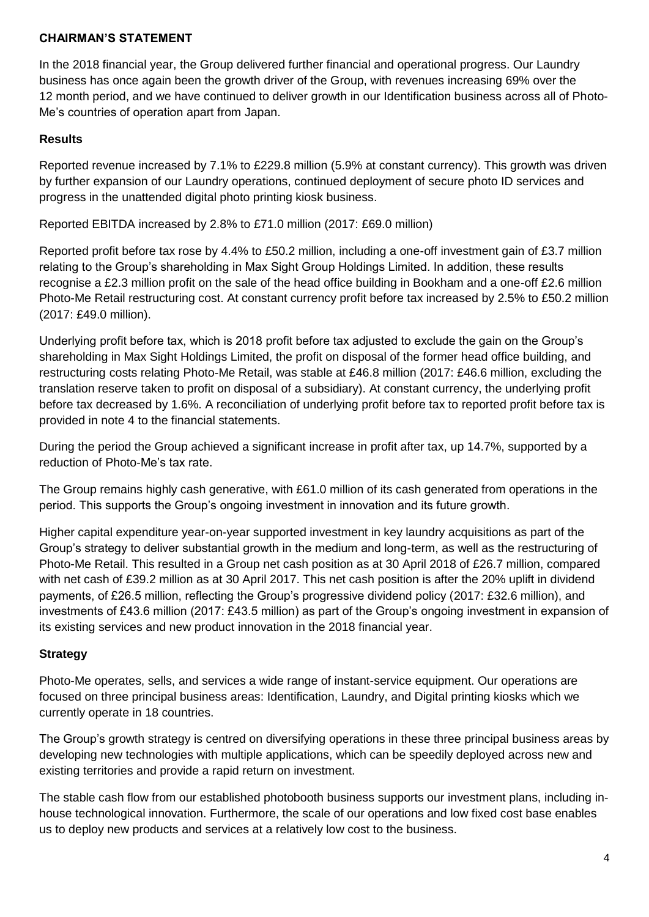## CHAIRMAN'S STATEMENT

In the 2018 financial year, the Group delivered further financial and operational progress. Our Laundry business has once again been the growth driver of the Group, with revenues increasing 69% over the 12 month period, and we have continued to deliver growth in our Identification business across all of Photo-Me's countries of operation apart from Japan.

### Results

Reported revenue increased by 7.1% to £229.8 million (5.9% at constant currency). This growth was driven by further expansion of our Laundry operations, continued deployment of secure photo ID services and progress in the unattended digital photo printing kiosk business.

Reported EBITDA increased by 2.8% to £71.0 million (2017: £69.0 million)

Reported profit before tax rose by 4.4% to £50.2 million, including a one-off investment gain of £3.7 million relating to the Group's shareholding in Max Sight Group Holdings Limited. In addition, these results recognise a £2.3 million profit on the sale of the head office building in Bookham and a one-off £2.6 million Photo-Me Retail restructuring cost. At constant currency profit before tax increased by 2.5% to £50.2 million (2017: £49.0 million).

Underlying profit before tax, which is 2018 profit before tax adjusted to exclude the gain on the Group's shareholding in Max Sight Holdings Limited, the profit on disposal of the former head office building, and restructuring costs relating Photo-Me Retail, was stable at £46.8 million (2017: £46.6 million, excluding the translation reserve taken to profit on disposal of a subsidiary). At constant currency, the underlying profit before tax decreased by 1.6%. A reconciliation of underlying profit before tax to reported profit before tax is provided in note 4 to the financial statements.

During the period the Group achieved a significant increase in profit after tax, up 14.7%, supported by a reduction of Photo-Me's tax rate.

The Group remains highly cash generative, with £61.0 million of its cash generated from operations in the period. This supports the Group's ongoing investment in innovation and its future growth.

Higher capital expenditure year-on-year supported investment in key laundry acquisitions as part of the Group's strategy to deliver substantial growth in the medium and long-term, as well as the restructuring of Photo-Me Retail. This resulted in a Group net cash position as at 30 April 2018 of £26.7 million, compared with net cash of £39.2 million as at 30 April 2017. This net cash position is after the 20% uplift in dividend payments, of £26.5 million, reflecting the Group's progressive dividend policy (2017: £32.6 million), and investments of £43.6 million (2017: £43.5 million) as part of the Group's ongoing investment in expansion of its existing services and new product innovation in the 2018 financial year.

### Strategy

Photo-Me operates, sells, and services a wide range of instant-service equipment. Our operations are focused on three principal business areas: Identification, Laundry, and Digital printing kiosks which we currently operate in 18 countries.

The Group's growth strategy is centred on diversifying operations in these three principal business areas by developing new technologies with multiple applications, which can be speedily deployed across new and existing territories and provide a rapid return on investment.

The stable cash flow from our established photobooth business supports our investment plans, including in-house technological innovation. Furthermore, the scale of our operations and low fixed cost base enables us to deploy new products and services at a relatively low cost to the business.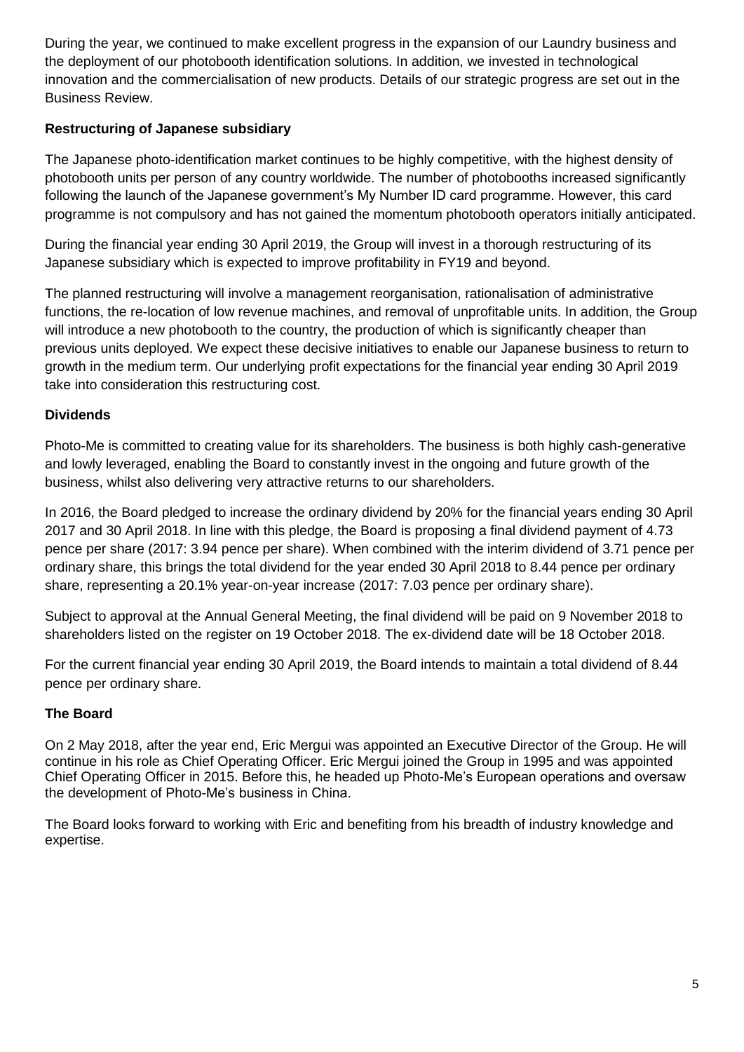During the year, we continued to make excellent progress in the expansion of our Laundry business and the deployment of our photobooth identification solutions. In addition, we invested in technological innovation and the commercialisation of new products. Details of our strategic progress are set out in the Business Review.

**Restructuring of Japanese subsidiary**

The Japanese photo-identification market continues to be highly competitive, with the highest density of photobooth units per person of any country worldwide. The number of photobooths increased significantly following the launch of the Japanese government's My Number ID card programme. However, this card programme is not compulsory and has not gained the momentum photobooth operators initially anticipated.

During the financial year ending 30 April 2019, the Group will invest in a thorough restructuring of its Japanese subsidiary which is expected to improve profitability in FY19 and beyond.

The planned restructuring will involve a management reorganisation, rationalisation of administrative functions, the re-location of low revenue machines, and removal of unprofitable units. In addition, the Group will introduce a new photobooth to the country, the production of which is significantly cheaper than previous units deployed. We expect these decisive initiatives to enable our Japanese business to return to growth in the medium term. Our underlying profit expectations for the financial year ending 30 April 2019 take into consideration this restructuring cost.

**Dividends**

Photo-Me is committed to creating value for its shareholders. The business is both highly cash-generative and lowly leveraged, enabling the Board to constantly invest in the ongoing and future growth of the business, whilst also delivering very attractive returns to our shareholders.

In 2016, the Board pledged to increase the ordinary dividend by 20% for the financial years ending 30 April 2017 and 30 April 2018. In line with this pledge, the Board is proposing a final dividend payment of 4.73 pence per share (2017: 3.94 pence per share). When combined with the interim dividend of 3.71 pence per ordinary share, this brings the total dividend for the year ended 30 April 2018 to 8.44 pence per ordinary share, representing a 20.1% year-on-year increase (2017: 7.03 pence per ordinary share).

Subject to approval at the Annual General Meeting, the final dividend will be paid on 9 November 2018 to shareholders listed on the register on 19 October 2018. The ex-dividend date will be 18 October 2018.

For the current financial year ending 30 April 2019, the Board intends to maintain a total dividend of 8.44 pence per ordinary share.

**The Board**

On 2 May 2018, after the year end, Eric Mergui was appointed an Executive Director of the Group. He will continue in his role as Chief Operating Officer. Eric Mergui joined the Group in 1995 and was appointed Chief Operating Officer in 2015. Before this, he headed up Photo-Me's European operations and oversaw the development of Photo-Me's business in China.

The Board looks forward to working with Eric and benefiting from his breadth of industry knowledge and expertise.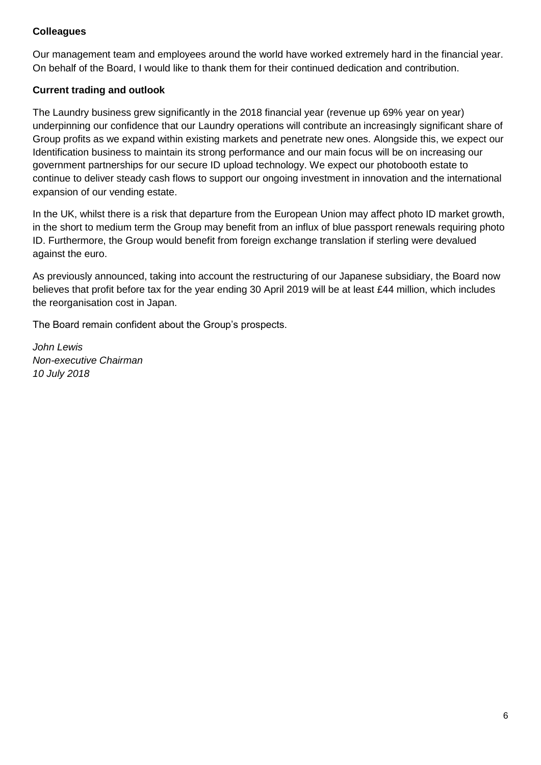**Colleagues**

Our management team and employees around the world have worked extremely hard in the financial year. On behalf of the Board, I would like to thank them for their continued dedication and contribution.

**Current trading and outlook**

The Laundry business grew significantly in the 2018 financial year (revenue up 69% year on year) underpinning our confidence that our Laundry operations will contribute an increasingly significant share of Group profits as we expand within existing markets and penetrate new ones. Alongside this, we expect our Identification business to maintain its strong performance and our main focus will be on increasing our government partnerships for our secure ID upload technology. We expect our photobooth estate to continue to deliver steady cash flows to support our ongoing investment in innovation and the international expansion of our vending estate.

In the UK, whilst there is a risk that departure from the European Union may affect photo ID market growth, in the short to medium term the Group may benefit from an influx of blue passport renewals requiring photo ID. Furthermore, the Group would benefit from foreign exchange translation if sterling were devalued against the euro.

As previously announced, taking into account the restructuring of our Japanese subsidiary, the Board now believes that profit before tax for the year ending 30 April 2019 will be at least £44 million, which includes the reorganisation cost in Japan.

The Board remain confident about the Group's prospects.

*John Lewis*
*Non-executive Chairman*
*10 July 2018*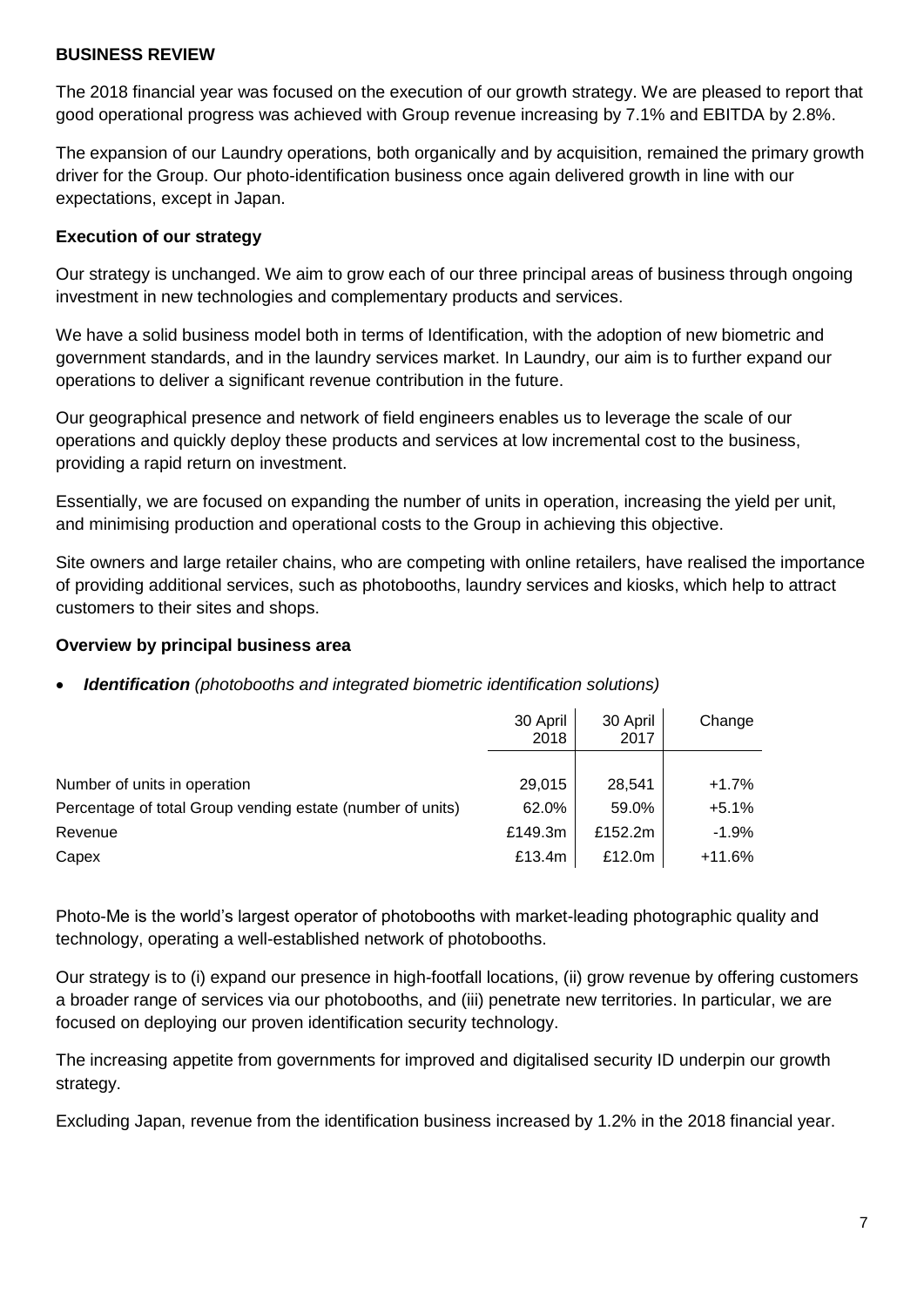## BUSINESS REVIEW

The 2018 financial year was focused on the execution of our growth strategy. We are pleased to report that good operational progress was achieved with Group revenue increasing by 7.1% and EBITDA by 2.8%.

The expansion of our Laundry operations, both organically and by acquisition, remained the primary growth driver for the Group. Our photo-identification business once again delivered growth in line with our expectations, except in Japan.

### Execution of our strategy

Our strategy is unchanged. We aim to grow each of our three principal areas of business through ongoing investment in new technologies and complementary products and services.

We have a solid business model both in terms of Identification, with the adoption of new biometric and government standards, and in the laundry services market. In Laundry, our aim is to further expand our operations to deliver a significant revenue contribution in the future.

Our geographical presence and network of field engineers enables us to leverage the scale of our operations and quickly deploy these products and services at low incremental cost to the business, providing a rapid return on investment.

Essentially, we are focused on expanding the number of units in operation, increasing the yield per unit, and minimising production and operational costs to the Group in achieving this objective.

Site owners and large retailer chains, who are competing with online retailers, have realised the importance of providing additional services, such as photobooths, laundry services and kiosks, which help to attract customers to their sites and shops.

### Overview by principal business area

- ***Identification*** *(photobooths and integrated biometric identification solutions)*

| | 30 April 2018 | 30 April 2017 | Change |
|---|---|---|---|
| Number of units in operation | 29,015 | 28,541 | +1.7% |
| Percentage of total Group vending estate (number of units) | 62.0% | 59.0% | +5.1% |
| Revenue | £149.3m | £152.2m | -1.9% |
| Capex | £13.4m | £12.0m | +11.6% |

Photo-Me is the world's largest operator of photobooths with market-leading photographic quality and technology, operating a well-established network of photobooths.

Our strategy is to (i) expand our presence in high-footfall locations, (ii) grow revenue by offering customers a broader range of services via our photobooths, and (iii) penetrate new territories. In particular, we are focused on deploying our proven identification security technology.

The increasing appetite from governments for improved and digitalised security ID underpin our growth strategy.

Excluding Japan, revenue from the identification business increased by 1.2% in the 2018 financial year.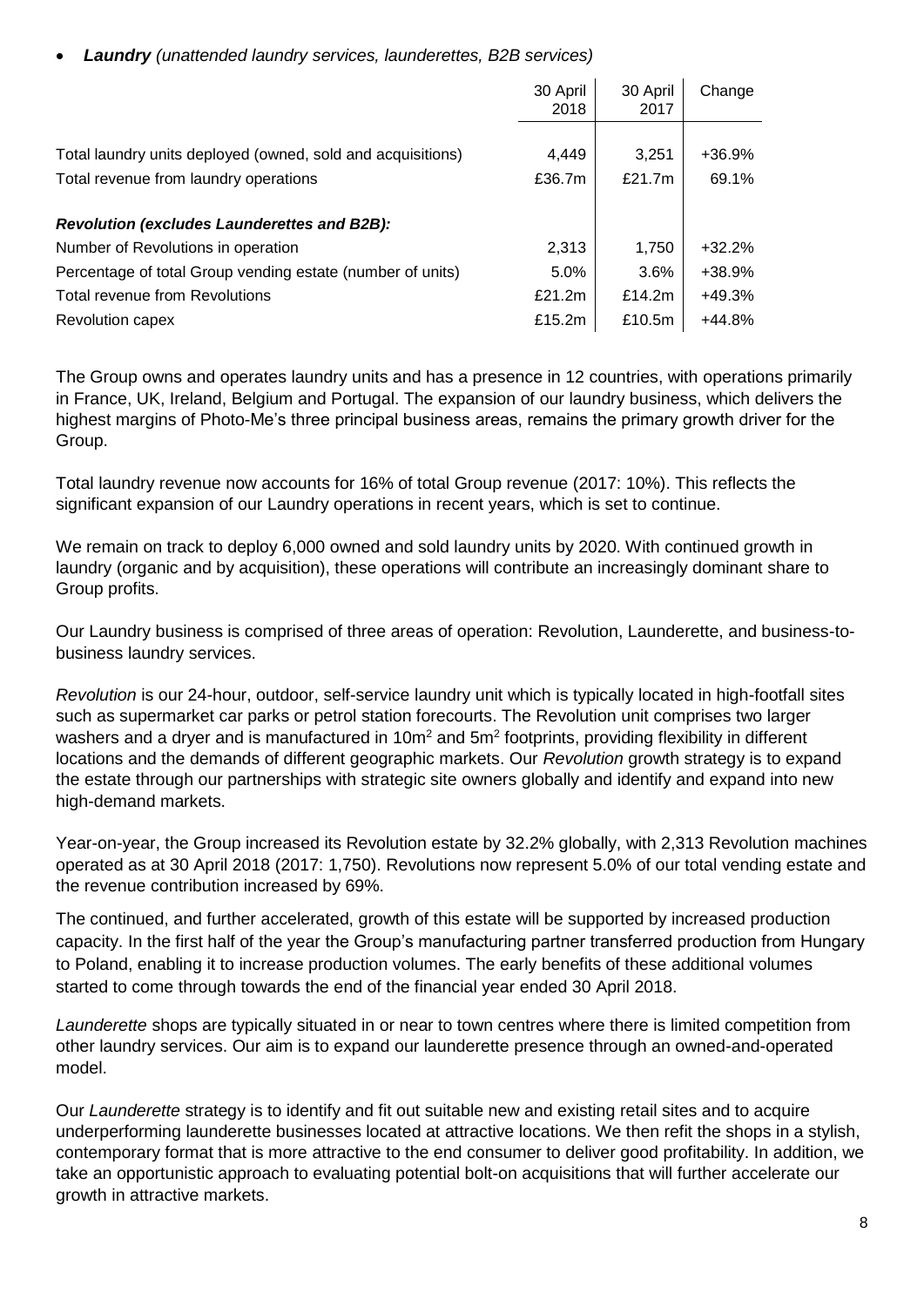- ***Laundry*** *(unattended laundry services, launderettes, B2B services)*

| | 30 April 2018 | 30 April 2017 | Change |
|---|---|---|---|
| Total laundry units deployed (owned, sold and acquisitions) | 4,449 | 3,251 | +36.9% |
| Total revenue from laundry operations | £36.7m | £21.7m | 69.1% |
| ***Revolution (excludes Launderettes and B2B):*** | | | |
| Number of Revolutions in operation | 2,313 | 1,750 | +32.2% |
| Percentage of total Group vending estate (number of units) | 5.0% | 3.6% | +38.9% |
| Total revenue from Revolutions | £21.2m | £14.2m | +49.3% |
| Revolution capex | £15.2m | £10.5m | +44.8% |

The Group owns and operates laundry units and has a presence in 12 countries, with operations primarily in France, UK, Ireland, Belgium and Portugal. The expansion of our laundry business, which delivers the highest margins of Photo-Me's three principal business areas, remains the primary growth driver for the Group.

Total laundry revenue now accounts for 16% of total Group revenue (2017: 10%). This reflects the significant expansion of our Laundry operations in recent years, which is set to continue.

We remain on track to deploy 6,000 owned and sold laundry units by 2020. With continued growth in laundry (organic and by acquisition), these operations will contribute an increasingly dominant share to Group profits.

Our Laundry business is comprised of three areas of operation: Revolution, Launderette, and business-to-business laundry services.

*Revolution* is our 24-hour, outdoor, self-service laundry unit which is typically located in high-footfall sites such as supermarket car parks or petrol station forecourts. The Revolution unit comprises two larger washers and a dryer and is manufactured in $10m^2$ and $5m^2$ footprints, providing flexibility in different locations and the demands of different geographic markets. Our *Revolution* growth strategy is to expand the estate through our partnerships with strategic site owners globally and identify and expand into new high-demand markets.

Year-on-year, the Group increased its Revolution estate by 32.2% globally, with 2,313 Revolution machines operated as at 30 April 2018 (2017: 1,750). Revolutions now represent 5.0% of our total vending estate and the revenue contribution increased by 69%.

The continued, and further accelerated, growth of this estate will be supported by increased production capacity. In the first half of the year the Group's manufacturing partner transferred production from Hungary to Poland, enabling it to increase production volumes. The early benefits of these additional volumes started to come through towards the end of the financial year ended 30 April 2018.

*Launderette* shops are typically situated in or near to town centres where there is limited competition from other laundry services. Our aim is to expand our launderette presence through an owned-and-operated model.

Our *Launderette* strategy is to identify and fit out suitable new and existing retail sites and to acquire underperforming launderette businesses located at attractive locations. We then refit the shops in a stylish, contemporary format that is more attractive to the end consumer to deliver good profitability. In addition, we take an opportunistic approach to evaluating potential bolt-on acquisitions that will further accelerate our growth in attractive markets.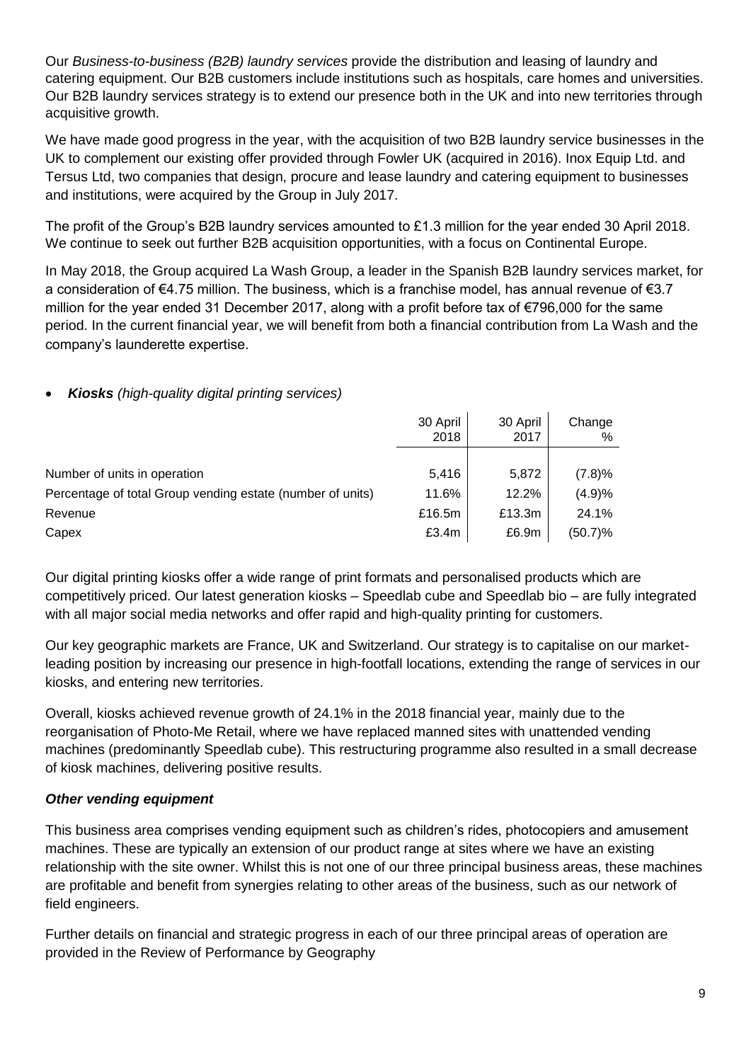Our *Business-to-business (B2B) laundry services* provide the distribution and leasing of laundry and catering equipment. Our B2B customers include institutions such as hospitals, care homes and universities. Our B2B laundry services strategy is to extend our presence both in the UK and into new territories through acquisitive growth.

We have made good progress in the year, with the acquisition of two B2B laundry service businesses in the UK to complement our existing offer provided through Fowler UK (acquired in 2016). Inox Equip Ltd. and Tersus Ltd, two companies that design, procure and lease laundry and catering equipment to businesses and institutions, were acquired by the Group in July 2017.

The profit of the Group's B2B laundry services amounted to £1.3 million for the year ended 30 April 2018. We continue to seek out further B2B acquisition opportunities, with a focus on Continental Europe.

In May 2018, the Group acquired La Wash Group, a leader in the Spanish B2B laundry services market, for a consideration of €4.75 million. The business, which is a franchise model, has annual revenue of €3.7 million for the year ended 31 December 2017, along with a profit before tax of €796,000 for the same period. In the current financial year, we will benefit from both a financial contribution from La Wash and the company's launderette expertise.

- ***Kiosks*** *(high-quality digital printing services)*

| | 30 April 2018 | 30 April 2017 | Change % |
|---|---|---|---|
| Number of units in operation | 5,416 | 5,872 | (7.8)% |
| Percentage of total Group vending estate (number of units) | 11.6% | 12.2% | (4.9)% |
| Revenue | £16.5m | £13.3m | 24.1% |
| Capex | £3.4m | £6.9m | (50.7)% |

Our digital printing kiosks offer a wide range of print formats and personalised products which are competitively priced. Our latest generation kiosks – Speedlab cube and Speedlab bio – are fully integrated with all major social media networks and offer rapid and high-quality printing for customers.

Our key geographic markets are France, UK and Switzerland. Our strategy is to capitalise on our market-leading position by increasing our presence in high-footfall locations, extending the range of services in our kiosks, and entering new territories.

Overall, kiosks achieved revenue growth of 24.1% in the 2018 financial year, mainly due to the reorganisation of Photo-Me Retail, where we have replaced manned sites with unattended vending machines (predominantly Speedlab cube). This restructuring programme also resulted in a small decrease of kiosk machines, delivering positive results.

***Other vending equipment***

This business area comprises vending equipment such as children's rides, photocopiers and amusement machines. These are typically an extension of our product range at sites where we have an existing relationship with the site owner. Whilst this is not one of our three principal business areas, these machines are profitable and benefit from synergies relating to other areas of the business, such as our network of field engineers.

Further details on financial and strategic progress in each of our three principal areas of operation are provided in the Review of Performance by Geography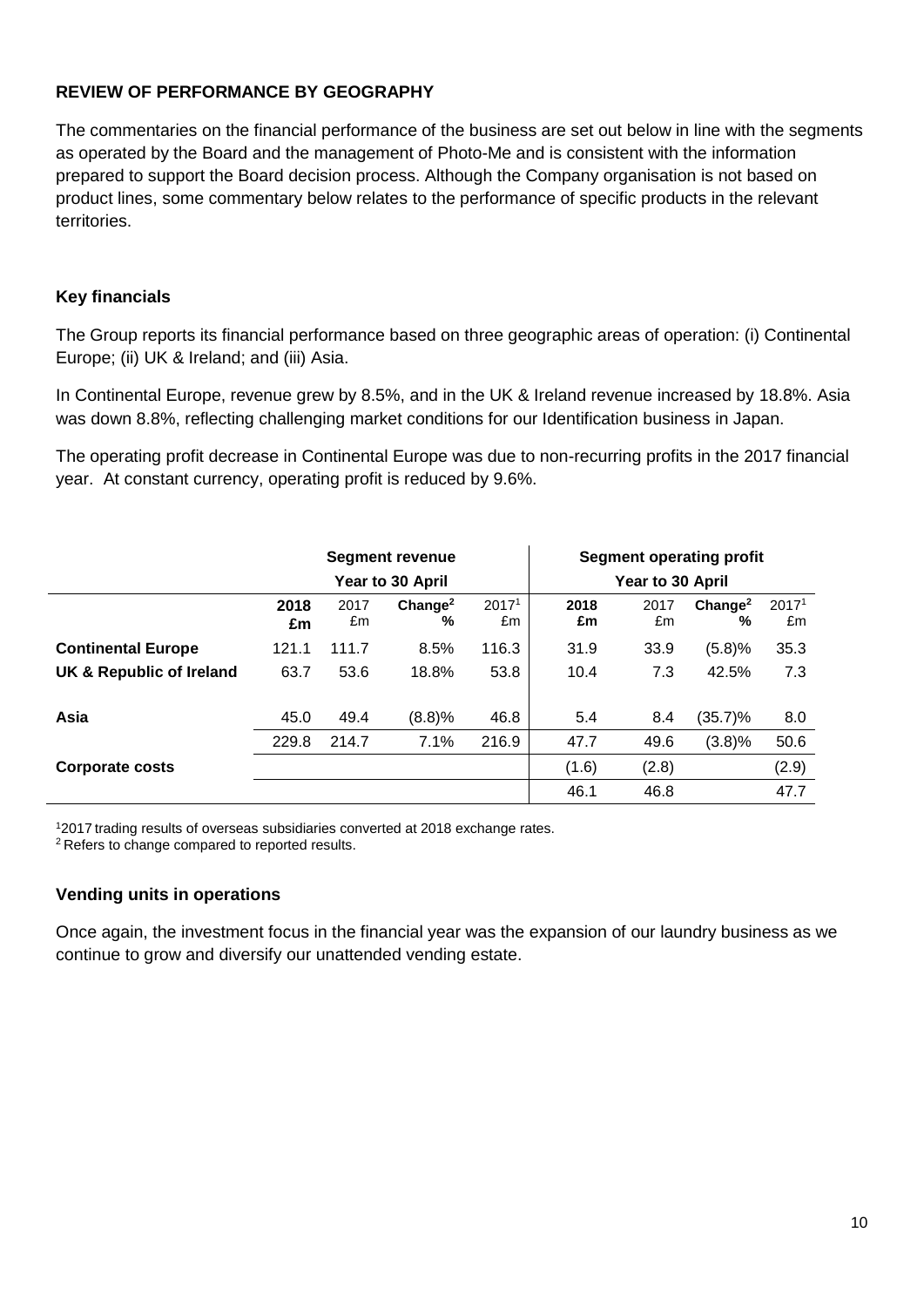## REVIEW OF PERFORMANCE BY GEOGRAPHY

The commentaries on the financial performance of the business are set out below in line with the segments as operated by the Board and the management of Photo-Me and is consistent with the information prepared to support the Board decision process. Although the Company organisation is not based on product lines, some commentary below relates to the performance of specific products in the relevant territories.

### Key financials

The Group reports its financial performance based on three geographic areas of operation: (i) Continental Europe; (ii) UK & Ireland; and (iii) Asia.

In Continental Europe, revenue grew by 8.5%, and in the UK & Ireland revenue increased by 18.8%. Asia was down 8.8%, reflecting challenging market conditions for our Identification business in Japan.

The operating profit decrease in Continental Europe was due to non-recurring profits in the 2017 financial year. At constant currency, operating profit is reduced by 9.6%.

| | Segment revenue Year to 30 April | | | | Segment operating profit Year to 30 April | | | |
|---|---|---|---|---|---|---|---|---|
| | **2018 £m** | 2017 £m | **Change[2] %** | 2017[1] £m | **2018 £m** | 2017 £m | **Change[2] %** | 2017[1] £m |
| **Continental Europe** | 121.1 | 111.7 | 8.5% | 116.3 | 31.9 | 33.9 | (5.8)% | 35.3 |
| **UK & Republic of Ireland** | 63.7 | 53.6 | 18.8% | 53.8 | 10.4 | 7.3 | 42.5% | 7.3 |
| **Asia** | 45.0 | 49.4 | (8.8)% | 46.8 | 5.4 | 8.4 | (35.7)% | 8.0 |
| | 229.8 | 214.7 | 7.1% | 216.9 | 47.7 | 49.6 | (3.8)% | 50.6 |
| **Corporate costs** | | | | | (1.6) | (2.8) | | (2.9) |
| | | | | | 46.1 | 46.8 | | 47.7 |

[1] 2017 trading results of overseas subsidiaries converted at 2018 exchange rates.
[2] Refers to change compared to reported results.

### Vending units in operations

Once again, the investment focus in the financial year was the expansion of our laundry business as we continue to grow and diversify our unattended vending estate.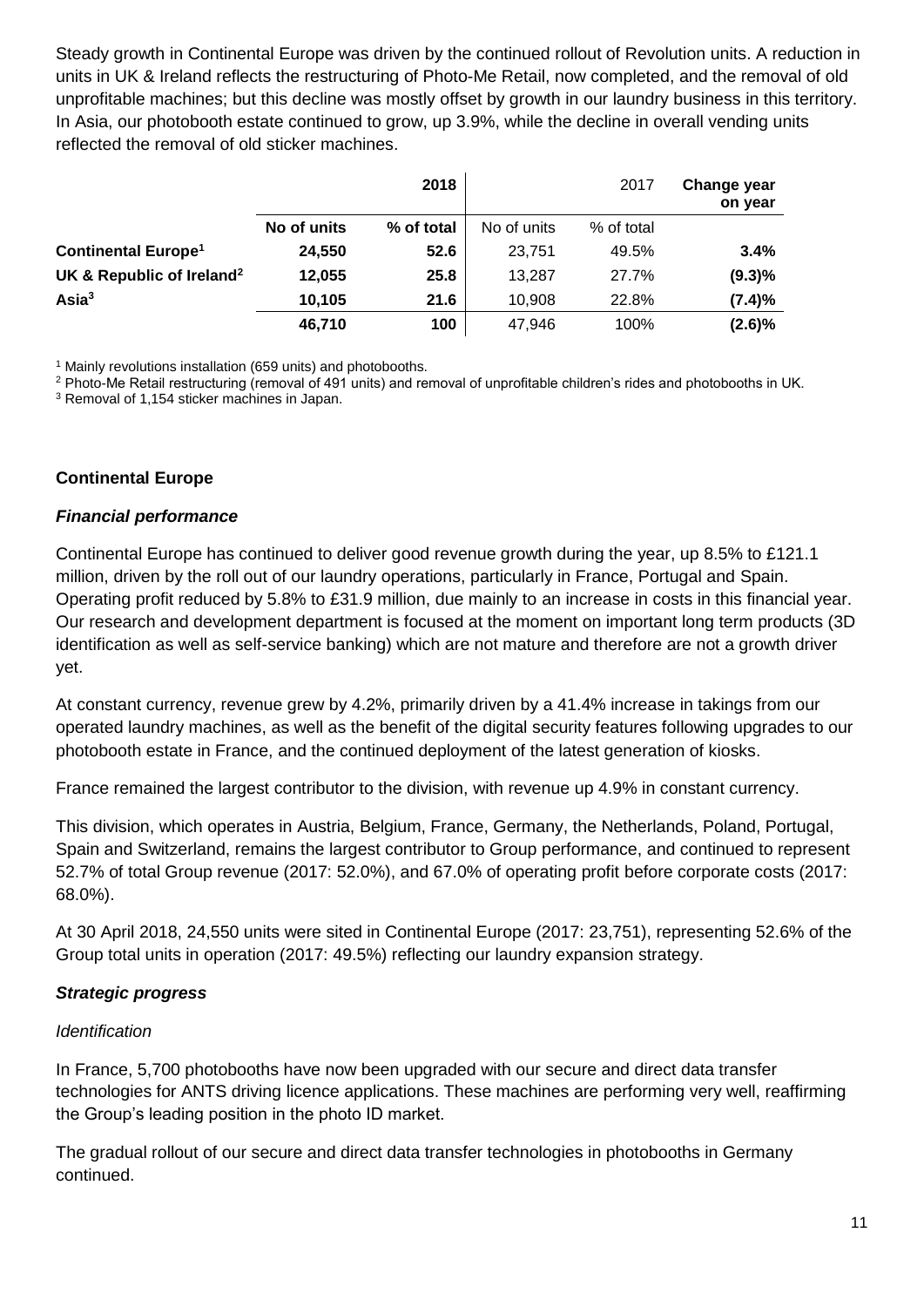Steady growth in Continental Europe was driven by the continued rollout of Revolution units. A reduction in units in UK & Ireland reflects the restructuring of Photo-Me Retail, now completed, and the removal of old unprofitable machines; but this decline was mostly offset by growth in our laundry business in this territory. In Asia, our photobooth estate continued to grow, up 3.9%, while the decline in overall vending units reflected the removal of old sticker machines.

| | **2018** | | 2017 | | **Change year on year** |
|---|---|---|---|---|---|
| | **No of units** | **% of total** | No of units | % of total | |
| **Continental Europe[1]** | **24,550** | **52.6** | 23,751 | 49.5% | **3.4%** |
| **UK & Republic of Ireland[2]** | **12,055** | **25.8** | 13,287 | 27.7% | **(9.3)%** |
| **Asia[3]** | **10,105** | **21.6** | 10,908 | 22.8% | **(7.4)%** |
| | **46,710** | **100** | 47,946 | 100% | **(2.6)%** |

[1] Mainly revolutions installation (659 units) and photobooths.

[2] Photo-Me Retail restructuring (removal of 491 units) and removal of unprofitable children's rides and photobooths in UK.

[3] Removal of 1,154 sticker machines in Japan.

## Continental Europe

### *Financial performance*

Continental Europe has continued to deliver good revenue growth during the year, up 8.5% to £121.1 million, driven by the roll out of our laundry operations, particularly in France, Portugal and Spain. Operating profit reduced by 5.8% to £31.9 million, due mainly to an increase in costs in this financial year. Our research and development department is focused at the moment on important long term products (3D identification as well as self-service banking) which are not mature and therefore are not a growth driver yet.

At constant currency, revenue grew by 4.2%, primarily driven by a 41.4% increase in takings from our operated laundry machines, as well as the benefit of the digital security features following upgrades to our photobooth estate in France, and the continued deployment of the latest generation of kiosks.

France remained the largest contributor to the division, with revenue up 4.9% in constant currency.

This division, which operates in Austria, Belgium, France, Germany, the Netherlands, Poland, Portugal, Spain and Switzerland, remains the largest contributor to Group performance, and continued to represent 52.7% of total Group revenue (2017: 52.0%), and 67.0% of operating profit before corporate costs (2017: 68.0%).

At 30 April 2018, 24,550 units were sited in Continental Europe (2017: 23,751), representing 52.6% of the Group total units in operation (2017: 49.5%) reflecting our laundry expansion strategy.

### *Strategic progress*

*Identification*

In France, 5,700 photobooths have now been upgraded with our secure and direct data transfer technologies for ANTS driving licence applications. These machines are performing very well, reaffirming the Group's leading position in the photo ID market.

The gradual rollout of our secure and direct data transfer technologies in photobooths in Germany continued.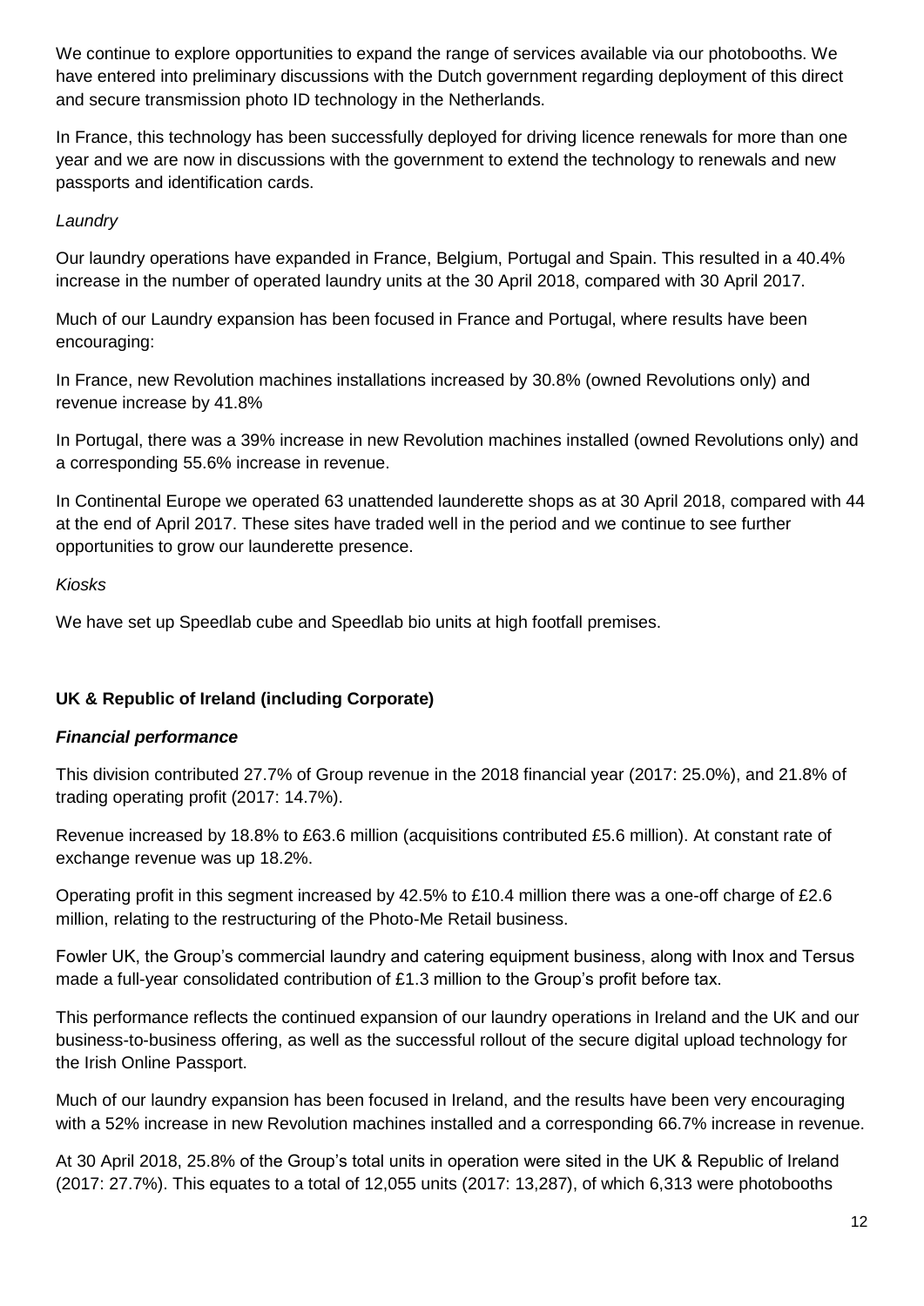We continue to explore opportunities to expand the range of services available via our photobooths. We have entered into preliminary discussions with the Dutch government regarding deployment of this direct and secure transmission photo ID technology in the Netherlands.

In France, this technology has been successfully deployed for driving licence renewals for more than one year and we are now in discussions with the government to extend the technology to renewals and new passports and identification cards.

*Laundry*

Our laundry operations have expanded in France, Belgium, Portugal and Spain. This resulted in a 40.4% increase in the number of operated laundry units at the 30 April 2018, compared with 30 April 2017.

Much of our Laundry expansion has been focused in France and Portugal, where results have been encouraging:

In France, new Revolution machines installations increased by 30.8% (owned Revolutions only) and revenue increase by 41.8%

In Portugal, there was a 39% increase in new Revolution machines installed (owned Revolutions only) and a corresponding 55.6% increase in revenue.

In Continental Europe we operated 63 unattended launderette shops as at 30 April 2018, compared with 44 at the end of April 2017. These sites have traded well in the period and we continue to see further opportunities to grow our launderette presence.

*Kiosks*

We have set up Speedlab cube and Speedlab bio units at high footfall premises.

**UK & Republic of Ireland (including Corporate)**

***Financial performance***

This division contributed 27.7% of Group revenue in the 2018 financial year (2017: 25.0%), and 21.8% of trading operating profit (2017: 14.7%).

Revenue increased by 18.8% to £63.6 million (acquisitions contributed £5.6 million). At constant rate of exchange revenue was up 18.2%.

Operating profit in this segment increased by 42.5% to £10.4 million there was a one-off charge of £2.6 million, relating to the restructuring of the Photo-Me Retail business.

Fowler UK, the Group's commercial laundry and catering equipment business, along with Inox and Tersus made a full-year consolidated contribution of £1.3 million to the Group's profit before tax.

This performance reflects the continued expansion of our laundry operations in Ireland and the UK and our business-to-business offering, as well as the successful rollout of the secure digital upload technology for the Irish Online Passport.

Much of our laundry expansion has been focused in Ireland, and the results have been very encouraging with a 52% increase in new Revolution machines installed and a corresponding 66.7% increase in revenue.

At 30 April 2018, 25.8% of the Group's total units in operation were sited in the UK & Republic of Ireland (2017: 27.7%). This equates to a total of 12,055 units (2017: 13,287), of which 6,313 were photobooths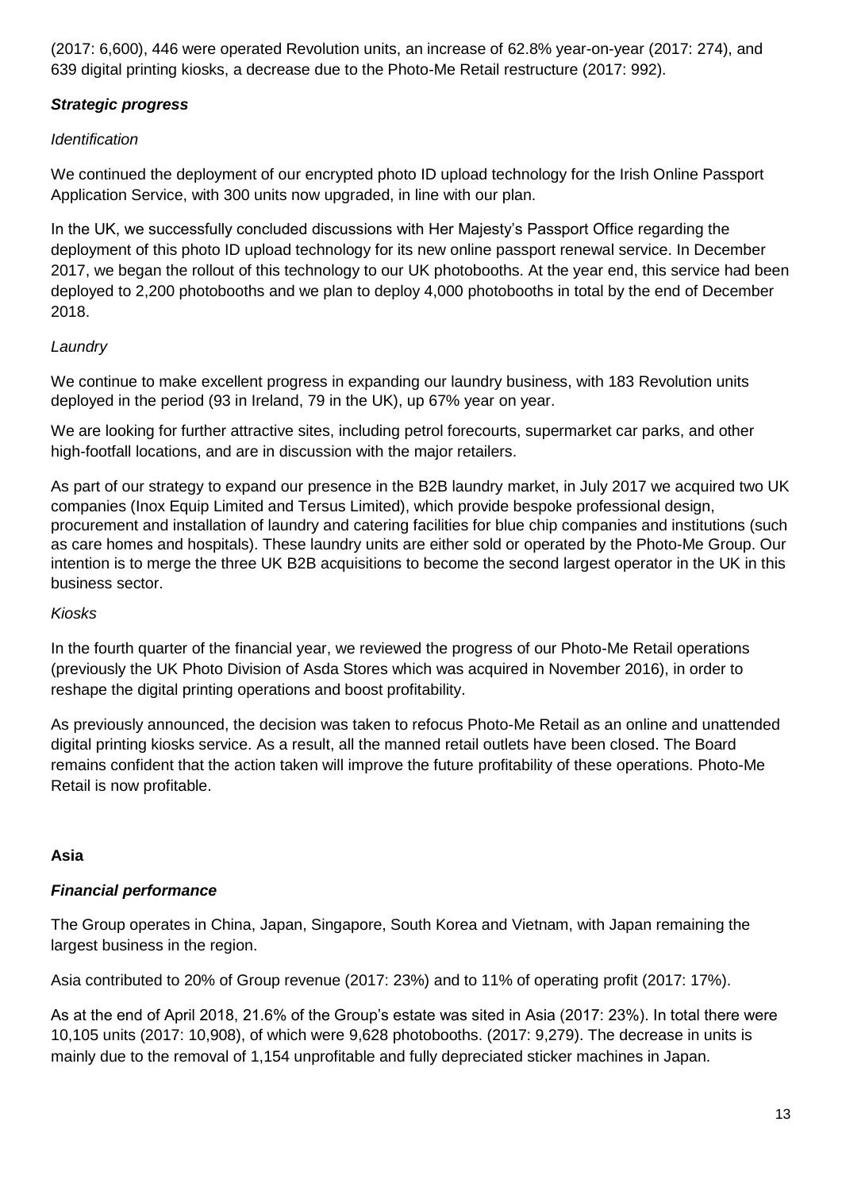(2017: 6,600), 446 were operated Revolution units, an increase of 62.8% year-on-year (2017: 274), and 639 digital printing kiosks, a decrease due to the Photo-Me Retail restructure (2017: 992).

***Strategic progress***

*Identification*

We continued the deployment of our encrypted photo ID upload technology for the Irish Online Passport Application Service, with 300 units now upgraded, in line with our plan.

In the UK, we successfully concluded discussions with Her Majesty's Passport Office regarding the deployment of this photo ID upload technology for its new online passport renewal service. In December 2017, we began the rollout of this technology to our UK photobooths. At the year end, this service had been deployed to 2,200 photobooths and we plan to deploy 4,000 photobooths in total by the end of December 2018.

*Laundry*

We continue to make excellent progress in expanding our laundry business, with 183 Revolution units deployed in the period (93 in Ireland, 79 in the UK), up 67% year on year.

We are looking for further attractive sites, including petrol forecourts, supermarket car parks, and other high-footfall locations, and are in discussion with the major retailers.

As part of our strategy to expand our presence in the B2B laundry market, in July 2017 we acquired two UK companies (Inox Equip Limited and Tersus Limited), which provide bespoke professional design, procurement and installation of laundry and catering facilities for blue chip companies and institutions (such as care homes and hospitals). These laundry units are either sold or operated by the Photo-Me Group. Our intention is to merge the three UK B2B acquisitions to become the second largest operator in the UK in this business sector.

*Kiosks*

In the fourth quarter of the financial year, we reviewed the progress of our Photo-Me Retail operations (previously the UK Photo Division of Asda Stores which was acquired in November 2016), in order to reshape the digital printing operations and boost profitability.

As previously announced, the decision was taken to refocus Photo-Me Retail as an online and unattended digital printing kiosks service. As a result, all the manned retail outlets have been closed. The Board remains confident that the action taken will improve the future profitability of these operations. Photo-Me Retail is now profitable.

**Asia**

***Financial performance***

The Group operates in China, Japan, Singapore, South Korea and Vietnam, with Japan remaining the largest business in the region.

Asia contributed to 20% of Group revenue (2017: 23%) and to 11% of operating profit (2017: 17%).

As at the end of April 2018, 21.6% of the Group's estate was sited in Asia (2017: 23%). In total there were 10,105 units (2017: 10,908), of which were 9,628 photobooths. (2017: 9,279). The decrease in units is mainly due to the removal of 1,154 unprofitable and fully depreciated sticker machines in Japan.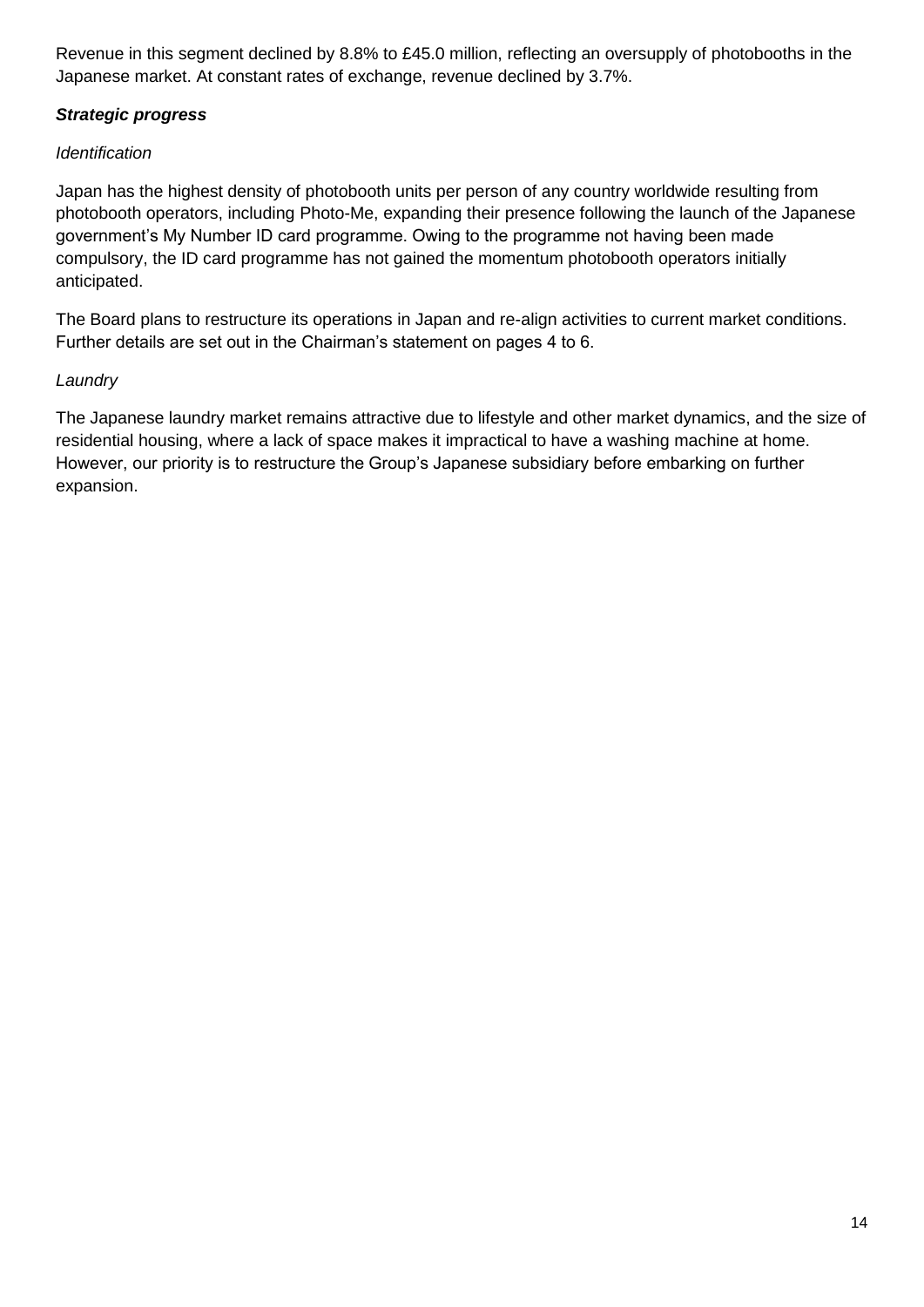Revenue in this segment declined by 8.8% to £45.0 million, reflecting an oversupply of photobooths in the Japanese market. At constant rates of exchange, revenue declined by 3.7%.

***Strategic progress***

*Identification*

Japan has the highest density of photobooth units per person of any country worldwide resulting from photobooth operators, including Photo-Me, expanding their presence following the launch of the Japanese government's My Number ID card programme. Owing to the programme not having been made compulsory, the ID card programme has not gained the momentum photobooth operators initially anticipated.

The Board plans to restructure its operations in Japan and re-align activities to current market conditions. Further details are set out in the Chairman's statement on pages 4 to 6.

*Laundry*

The Japanese laundry market remains attractive due to lifestyle and other market dynamics, and the size of residential housing, where a lack of space makes it impractical to have a washing machine at home. However, our priority is to restructure the Group's Japanese subsidiary before embarking on further expansion.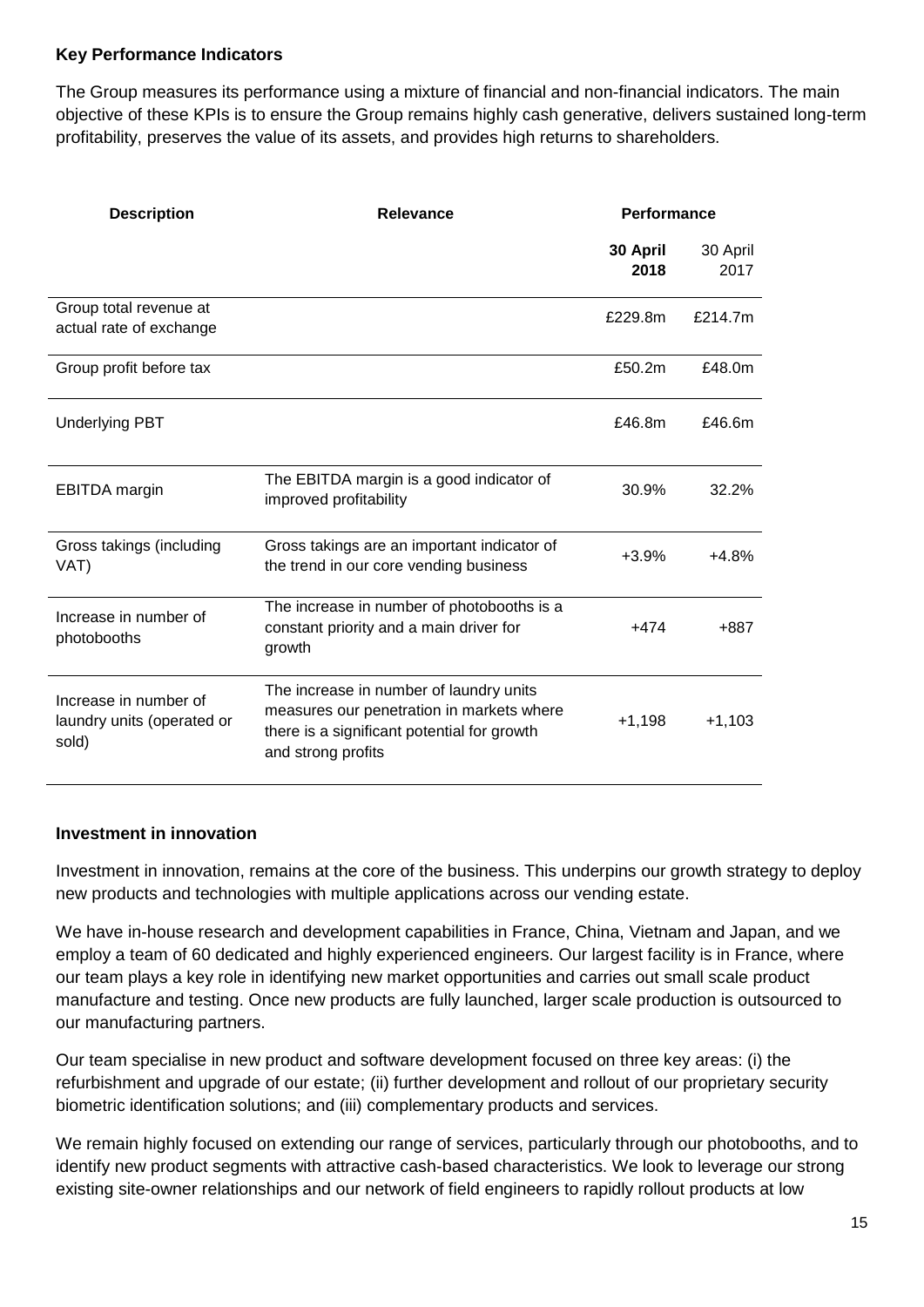**Key Performance Indicators**

The Group measures its performance using a mixture of financial and non-financial indicators. The main objective of these KPIs is to ensure the Group remains highly cash generative, delivers sustained long-term profitability, preserves the value of its assets, and provides high returns to shareholders.

| Description | Relevance | Performance | |
|---|---|---|---|
| | | **30 April 2018** | 30 April 2017 |
| Group total revenue at actual rate of exchange | | £229.8m | £214.7m |
| Group profit before tax | | £50.2m | £48.0m |
| Underlying PBT | | £46.8m | £46.6m |
| EBITDA margin | The EBITDA margin is a good indicator of improved profitability | 30.9% | 32.2% |
| Gross takings (including VAT) | Gross takings are an important indicator of the trend in our core vending business | +3.9% | +4.8% |
| Increase in number of photobooths | The increase in number of photobooths is a constant priority and a main driver for growth | +474 | +887 |
| Increase in number of laundry units (operated or sold) | The increase in number of laundry units measures our penetration in markets where there is a significant potential for growth and strong profits | +1,198 | +1,103 |

**Investment in innovation**

Investment in innovation, remains at the core of the business. This underpins our growth strategy to deploy new products and technologies with multiple applications across our vending estate.

We have in-house research and development capabilities in France, China, Vietnam and Japan, and we employ a team of 60 dedicated and highly experienced engineers. Our largest facility is in France, where our team plays a key role in identifying new market opportunities and carries out small scale product manufacture and testing. Once new products are fully launched, larger scale production is outsourced to our manufacturing partners.

Our team specialise in new product and software development focused on three key areas: (i) the refurbishment and upgrade of our estate; (ii) further development and rollout of our proprietary security biometric identification solutions; and (iii) complementary products and services.

We remain highly focused on extending our range of services, particularly through our photobooths, and to identify new product segments with attractive cash-based characteristics. We look to leverage our strong existing site-owner relationships and our network of field engineers to rapidly rollout products at low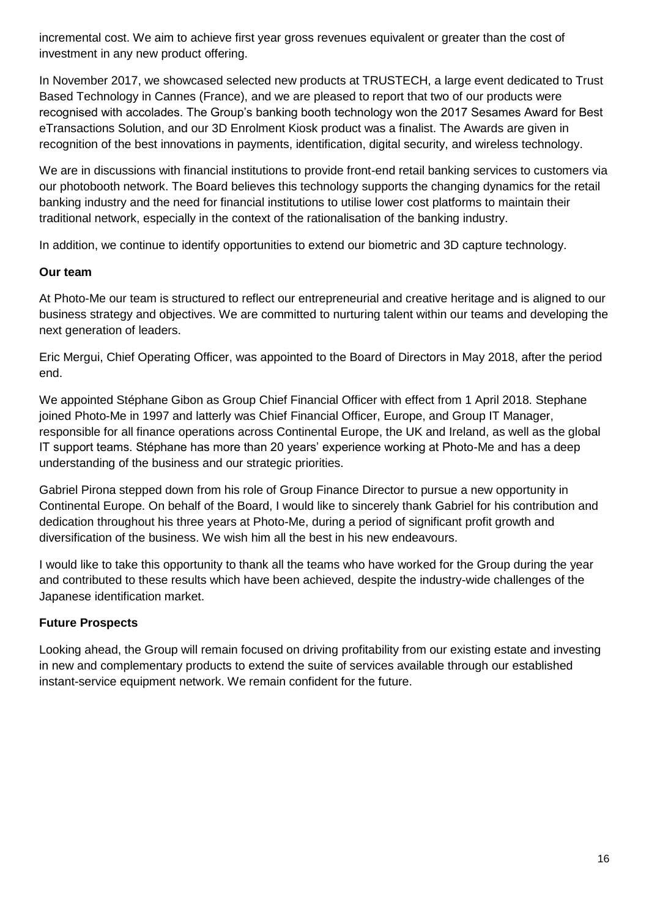incremental cost. We aim to achieve first year gross revenues equivalent or greater than the cost of investment in any new product offering.

In November 2017, we showcased selected new products at TRUSTECH, a large event dedicated to Trust Based Technology in Cannes (France), and we are pleased to report that two of our products were recognised with accolades. The Group's banking booth technology won the 2017 Sesames Award for Best eTransactions Solution, and our 3D Enrolment Kiosk product was a finalist. The Awards are given in recognition of the best innovations in payments, identification, digital security, and wireless technology.

We are in discussions with financial institutions to provide front-end retail banking services to customers via our photobooth network. The Board believes this technology supports the changing dynamics for the retail banking industry and the need for financial institutions to utilise lower cost platforms to maintain their traditional network, especially in the context of the rationalisation of the banking industry.

In addition, we continue to identify opportunities to extend our biometric and 3D capture technology.

**Our team**

At Photo-Me our team is structured to reflect our entrepreneurial and creative heritage and is aligned to our business strategy and objectives. We are committed to nurturing talent within our teams and developing the next generation of leaders.

Eric Mergui, Chief Operating Officer, was appointed to the Board of Directors in May 2018, after the period end.

We appointed Stéphane Gibon as Group Chief Financial Officer with effect from 1 April 2018. Stephane joined Photo-Me in 1997 and latterly was Chief Financial Officer, Europe, and Group IT Manager, responsible for all finance operations across Continental Europe, the UK and Ireland, as well as the global IT support teams. Stéphane has more than 20 years' experience working at Photo-Me and has a deep understanding of the business and our strategic priorities.

Gabriel Pirona stepped down from his role of Group Finance Director to pursue a new opportunity in Continental Europe. On behalf of the Board, I would like to sincerely thank Gabriel for his contribution and dedication throughout his three years at Photo-Me, during a period of significant profit growth and diversification of the business. We wish him all the best in his new endeavours.

I would like to take this opportunity to thank all the teams who have worked for the Group during the year and contributed to these results which have been achieved, despite the industry-wide challenges of the Japanese identification market.

**Future Prospects**

Looking ahead, the Group will remain focused on driving profitability from our existing estate and investing in new and complementary products to extend the suite of services available through our established instant-service equipment network. We remain confident for the future.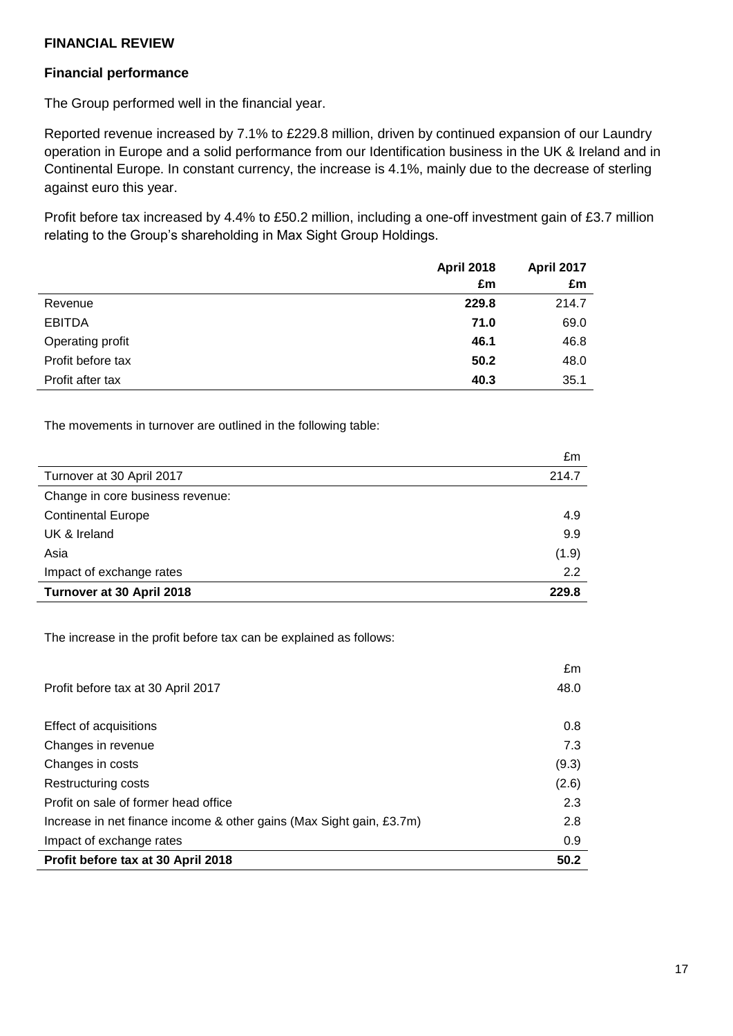**FINANCIAL REVIEW**

**Financial performance**

The Group performed well in the financial year.

Reported revenue increased by 7.1% to £229.8 million, driven by continued expansion of our Laundry operation in Europe and a solid performance from our Identification business in the UK & Ireland and in Continental Europe. In constant currency, the increase is 4.1%, mainly due to the decrease of sterling against euro this year.

Profit before tax increased by 4.4% to £50.2 million, including a one-off investment gain of £3.7 million relating to the Group's shareholding in Max Sight Group Holdings.

| | **April 2018 £m** | **April 2017 £m** |
|---|---|---|
| Revenue | **229.8** | 214.7 |
| EBITDA | **71.0** | 69.0 |
| Operating profit | **46.1** | 46.8 |
| Profit before tax | **50.2** | 48.0 |
| Profit after tax | **40.3** | 35.1 |

The movements in turnover are outlined in the following table:

| | £m |
|---|---|
| Turnover at 30 April 2017 | 214.7 |
| Change in core business revenue: | |
| Continental Europe | 4.9 |
| UK & Ireland | 9.9 |
| Asia | (1.9) |
| Impact of exchange rates | 2.2 |
| **Turnover at 30 April 2018** | **229.8** |

The increase in the profit before tax can be explained as follows:

| | £m |
|---|---|
| Profit before tax at 30 April 2017 | 48.0 |
| Effect of acquisitions | 0.8 |
| Changes in revenue | 7.3 |
| Changes in costs | (9.3) |
| Restructuring costs | (2.6) |
| Profit on sale of former head office | 2.3 |
| Increase in net finance income & other gains (Max Sight gain, £3.7m) | 2.8 |
| Impact of exchange rates | 0.9 |
| **Profit before tax at 30 April 2018** | **50.2** |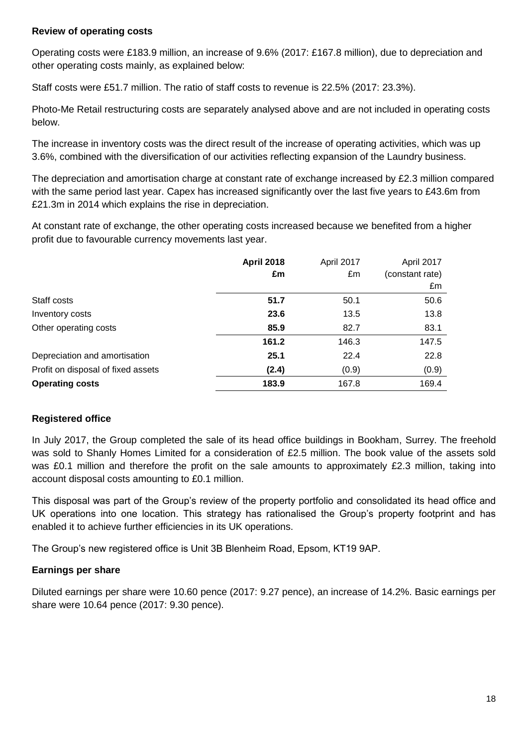**Review of operating costs**

Operating costs were £183.9 million, an increase of 9.6% (2017: £167.8 million), due to depreciation and other operating costs mainly, as explained below:

Staff costs were £51.7 million. The ratio of staff costs to revenue is 22.5% (2017: 23.3%).

Photo-Me Retail restructuring costs are separately analysed above and are not included in operating costs below.

The increase in inventory costs was the direct result of the increase of operating activities, which was up 3.6%, combined with the diversification of our activities reflecting expansion of the Laundry business.

The depreciation and amortisation charge at constant rate of exchange increased by £2.3 million compared with the same period last year. Capex has increased significantly over the last five years to £43.6m from £21.3m in 2014 which explains the rise in depreciation.

At constant rate of exchange, the other operating costs increased because we benefited from a higher profit due to favourable currency movements last year.

| | **April 2018** | April 2017 | April 2017 |
|---|---|---|---|
| | **£m** | £m | (constant rate) £m |
| Staff costs | **51.7** | 50.1 | 50.6 |
| Inventory costs | **23.6** | 13.5 | 13.8 |
| Other operating costs | **85.9** | 82.7 | 83.1 |
| | **161.2** | 146.3 | 147.5 |
| Depreciation and amortisation | **25.1** | 22.4 | 22.8 |
| Profit on disposal of fixed assets | **(2.4)** | (0.9) | (0.9) |
| **Operating costs** | **183.9** | 167.8 | 169.4 |

**Registered office**

In July 2017, the Group completed the sale of its head office buildings in Bookham, Surrey. The freehold was sold to Shanly Homes Limited for a consideration of £2.5 million. The book value of the assets sold was £0.1 million and therefore the profit on the sale amounts to approximately £2.3 million, taking into account disposal costs amounting to £0.1 million.

This disposal was part of the Group's review of the property portfolio and consolidated its head office and UK operations into one location. This strategy has rationalised the Group's property footprint and has enabled it to achieve further efficiencies in its UK operations.

The Group's new registered office is Unit 3B Blenheim Road, Epsom, KT19 9AP.

**Earnings per share**

Diluted earnings per share were 10.60 pence (2017: 9.27 pence), an increase of 14.2%. Basic earnings per share were 10.64 pence (2017: 9.30 pence).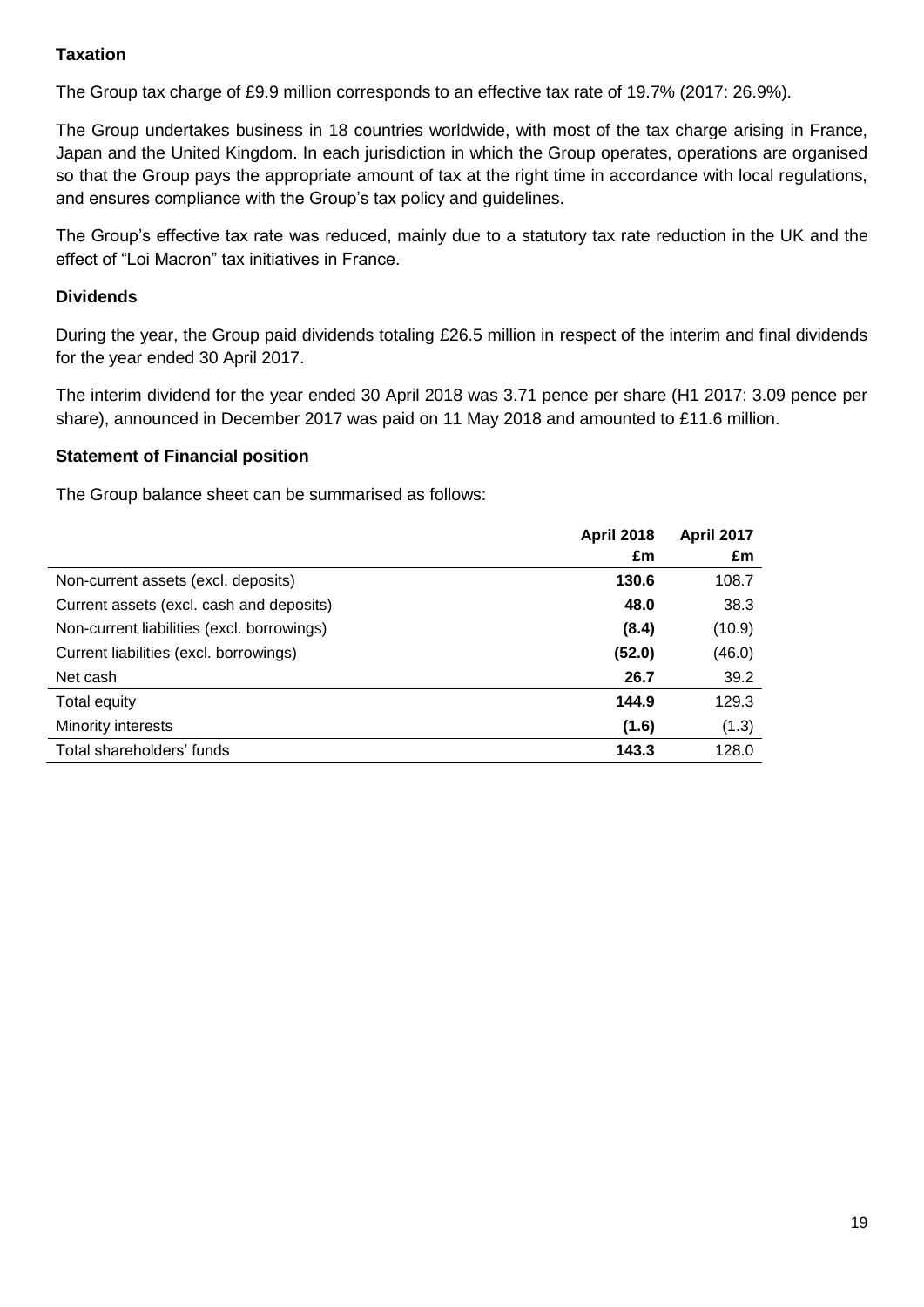## Taxation

The Group tax charge of £9.9 million corresponds to an effective tax rate of 19.7% (2017: 26.9%).

The Group undertakes business in 18 countries worldwide, with most of the tax charge arising in France, Japan and the United Kingdom. In each jurisdiction in which the Group operates, operations are organised so that the Group pays the appropriate amount of tax at the right time in accordance with local regulations, and ensures compliance with the Group's tax policy and guidelines.

The Group's effective tax rate was reduced, mainly due to a statutory tax rate reduction in the UK and the effect of "Loi Macron" tax initiatives in France.

## Dividends

During the year, the Group paid dividends totaling £26.5 million in respect of the interim and final dividends for the year ended 30 April 2017.

The interim dividend for the year ended 30 April 2018 was 3.71 pence per share (H1 2017: 3.09 pence per share), announced in December 2017 was paid on 11 May 2018 and amounted to £11.6 million.

## Statement of Financial position

The Group balance sheet can be summarised as follows:

| | April 2018 £m | April 2017 £m |
|---|---|---|
| Non-current assets (excl. deposits) | **130.6** | 108.7 |
| Current assets (excl. cash and deposits) | **48.0** | 38.3 |
| Non-current liabilities (excl. borrowings) | **(8.4)** | (10.9) |
| Current liabilities (excl. borrowings) | **(52.0)** | (46.0) |
| Net cash | **26.7** | 39.2 |
| Total equity | **144.9** | 129.3 |
| Minority interests | **(1.6)** | (1.3) |
| Total shareholders' funds | **143.3** | 128.0 |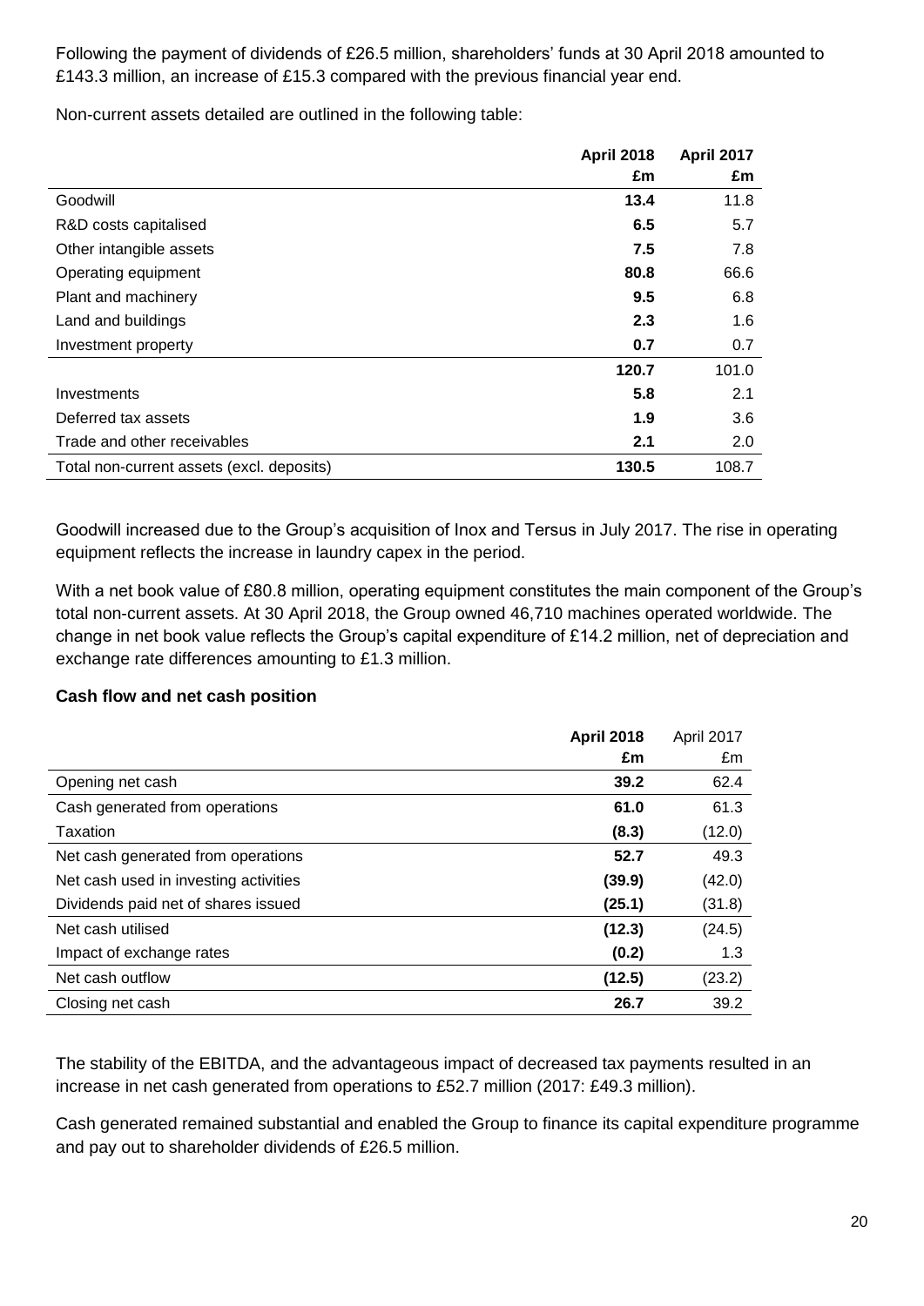Following the payment of dividends of £26.5 million, shareholders' funds at 30 April 2018 amounted to £143.3 million, an increase of £15.3 compared with the previous financial year end.

Non-current assets detailed are outlined in the following table:

| | **April 2018 £m** | **April 2017 £m** |
|---|---|---|
| Goodwill | **13.4** | 11.8 |
| R&D costs capitalised | **6.5** | 5.7 |
| Other intangible assets | **7.5** | 7.8 |
| Operating equipment | **80.8** | 66.6 |
| Plant and machinery | **9.5** | 6.8 |
| Land and buildings | **2.3** | 1.6 |
| Investment property | **0.7** | 0.7 |
| | **120.7** | 101.0 |
| Investments | **5.8** | 2.1 |
| Deferred tax assets | **1.9** | 3.6 |
| Trade and other receivables | **2.1** | 2.0 |
| Total non-current assets (excl. deposits) | **130.5** | 108.7 |

Goodwill increased due to the Group's acquisition of Inox and Tersus in July 2017. The rise in operating equipment reflects the increase in laundry capex in the period.

With a net book value of £80.8 million, operating equipment constitutes the main component of the Group's total non-current assets. At 30 April 2018, the Group owned 46,710 machines operated worldwide. The change in net book value reflects the Group's capital expenditure of £14.2 million, net of depreciation and exchange rate differences amounting to £1.3 million.

**Cash flow and net cash position**

| | **April 2018 £m** | April 2017 £m |
|---|---|---|
| Opening net cash | **39.2** | 62.4 |
| Cash generated from operations | **61.0** | 61.3 |
| Taxation | **(8.3)** | (12.0) |
| Net cash generated from operations | **52.7** | 49.3 |
| Net cash used in investing activities | **(39.9)** | (42.0) |
| Dividends paid net of shares issued | **(25.1)** | (31.8) |
| Net cash utilised | **(12.3)** | (24.5) |
| Impact of exchange rates | **(0.2)** | 1.3 |
| Net cash outflow | **(12.5)** | (23.2) |
| Closing net cash | **26.7** | 39.2 |

The stability of the EBITDA, and the advantageous impact of decreased tax payments resulted in an increase in net cash generated from operations to £52.7 million (2017: £49.3 million).

Cash generated remained substantial and enabled the Group to finance its capital expenditure programme and pay out to shareholder dividends of £26.5 million.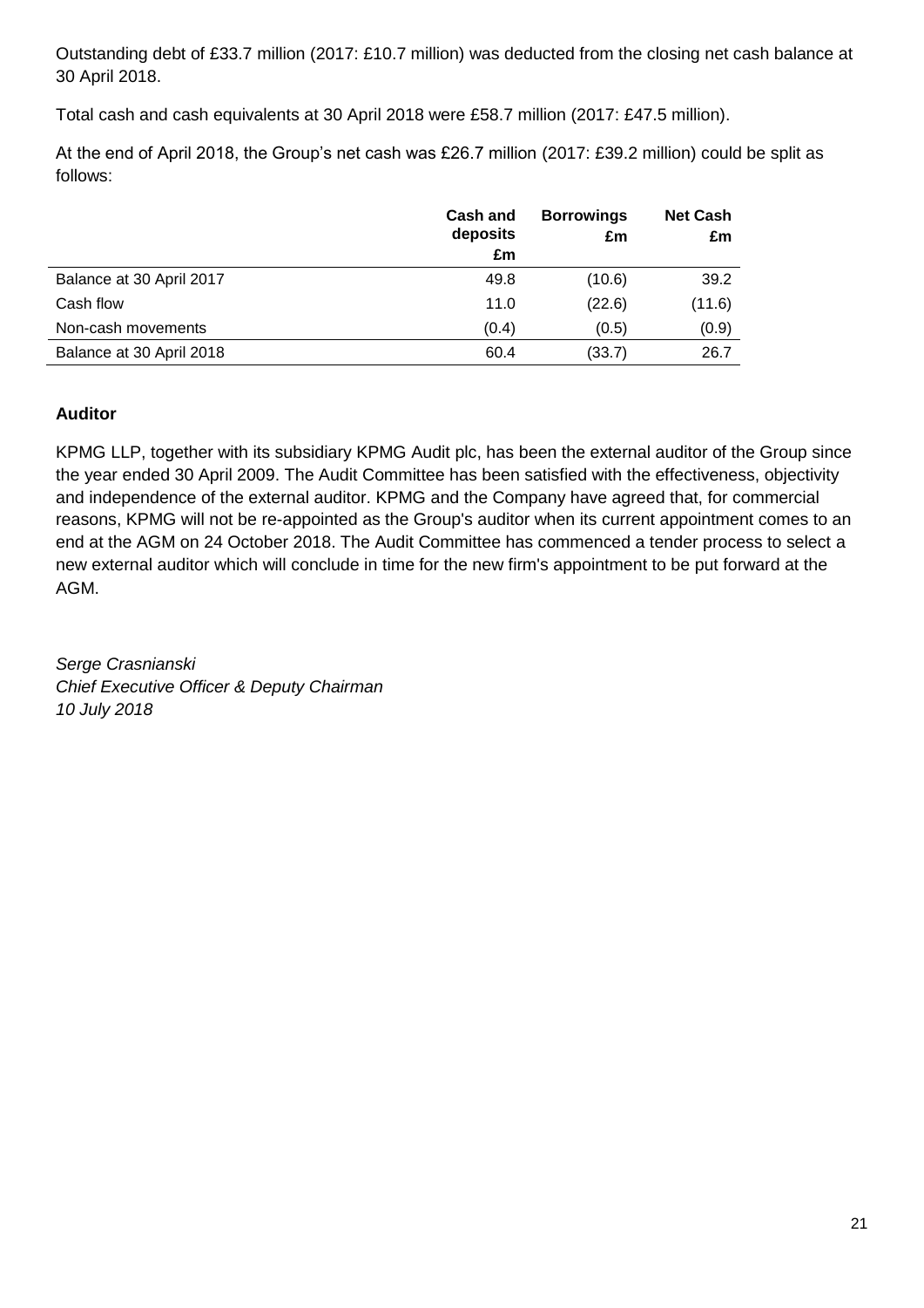Outstanding debt of £33.7 million (2017: £10.7 million) was deducted from the closing net cash balance at 30 April 2018.

Total cash and cash equivalents at 30 April 2018 were £58.7 million (2017: £47.5 million).

At the end of April 2018, the Group's net cash was £26.7 million (2017: £39.2 million) could be split as follows:

| | Cash and deposits £m | Borrowings £m | Net Cash £m |
|---|---|---|---|
| Balance at 30 April 2017 | 49.8 | (10.6) | 39.2 |
| Cash flow | 11.0 | (22.6) | (11.6) |
| Non-cash movements | (0.4) | (0.5) | (0.9) |
| Balance at 30 April 2018 | 60.4 | (33.7) | 26.7 |

**Auditor**

KPMG LLP, together with its subsidiary KPMG Audit plc, has been the external auditor of the Group since the year ended 30 April 2009. The Audit Committee has been satisfied with the effectiveness, objectivity and independence of the external auditor. KPMG and the Company have agreed that, for commercial reasons, KPMG will not be re-appointed as the Group's auditor when its current appointment comes to an end at the AGM on 24 October 2018. The Audit Committee has commenced a tender process to select a new external auditor which will conclude in time for the new firm's appointment to be put forward at the AGM.

*Serge Crasnianski*
*Chief Executive Officer & Deputy Chairman*
*10 July 2018*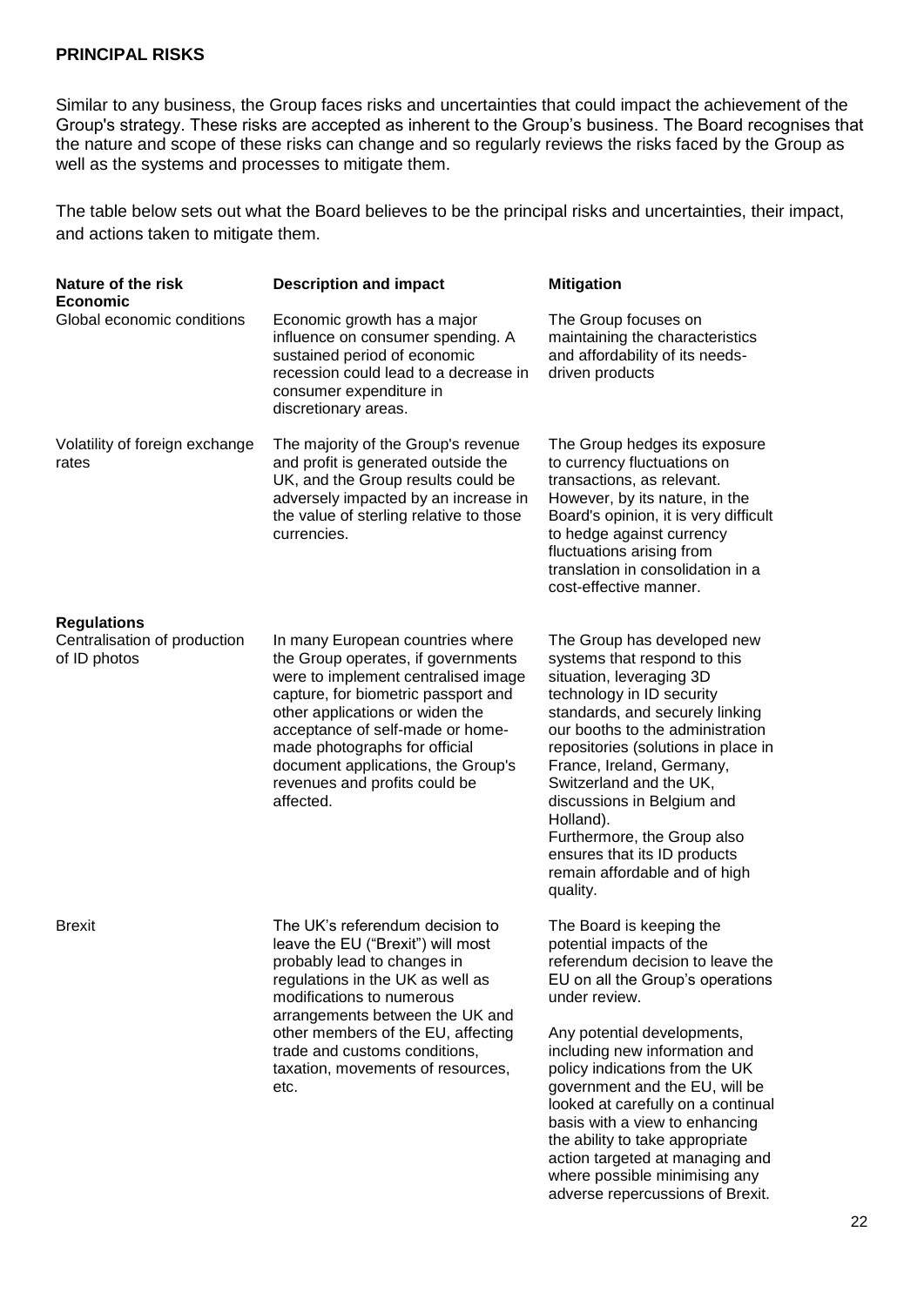## PRINCIPAL RISKS

Similar to any business, the Group faces risks and uncertainties that could impact the achievement of the Group's strategy. These risks are accepted as inherent to the Group's business. The Board recognises that the nature and scope of these risks can change and so regularly reviews the risks faced by the Group as well as the systems and processes to mitigate them.

The table below sets out what the Board believes to be the principal risks and uncertainties, their impact, and actions taken to mitigate them.

| Nature of the risk | Description and impact | Mitigation |
|---|---|---|
| **Economic** | | |
| Global economic conditions | Economic growth has a major influence on consumer spending. A sustained period of economic recession could lead to a decrease in consumer expenditure in discretionary areas. | The Group focuses on maintaining the characteristics and affordability of its needs-driven products |
| Volatility of foreign exchange rates | The majority of the Group's revenue and profit is generated outside the UK, and the Group results could be adversely impacted by an increase in the value of sterling relative to those currencies. | The Group hedges its exposure to currency fluctuations on transactions, as relevant. However, by its nature, in the Board's opinion, it is very difficult to hedge against currency fluctuations arising from translation in consolidation in a cost-effective manner. |
| **Regulations** | | |
| Centralisation of production of ID photos | In many European countries where the Group operates, if governments were to implement centralised image capture, for biometric passport and other applications or widen the acceptance of self-made or home-made photographs for official document applications, the Group's revenues and profits could be affected. | The Group has developed new systems that respond to this situation, leveraging 3D technology in ID security standards, and securely linking our booths to the administration repositories (solutions in place in France, Ireland, Germany, Switzerland and the UK, discussions in Belgium and Holland). Furthermore, the Group also ensures that its ID products remain affordable and of high quality. |
| Brexit | The UK's referendum decision to leave the EU ("Brexit") will most probably lead to changes in regulations in the UK as well as modifications to numerous arrangements between the UK and other members of the EU, affecting trade and customs conditions, taxation, movements of resources, etc. | The Board is keeping the potential impacts of the referendum decision to leave the EU on all the Group's operations under review.<br><br>Any potential developments, including new information and policy indications from the UK government and the EU, will be looked at carefully on a continual basis with a view to enhancing the ability to take appropriate action targeted at managing and where possible minimising any adverse repercussions of Brexit. |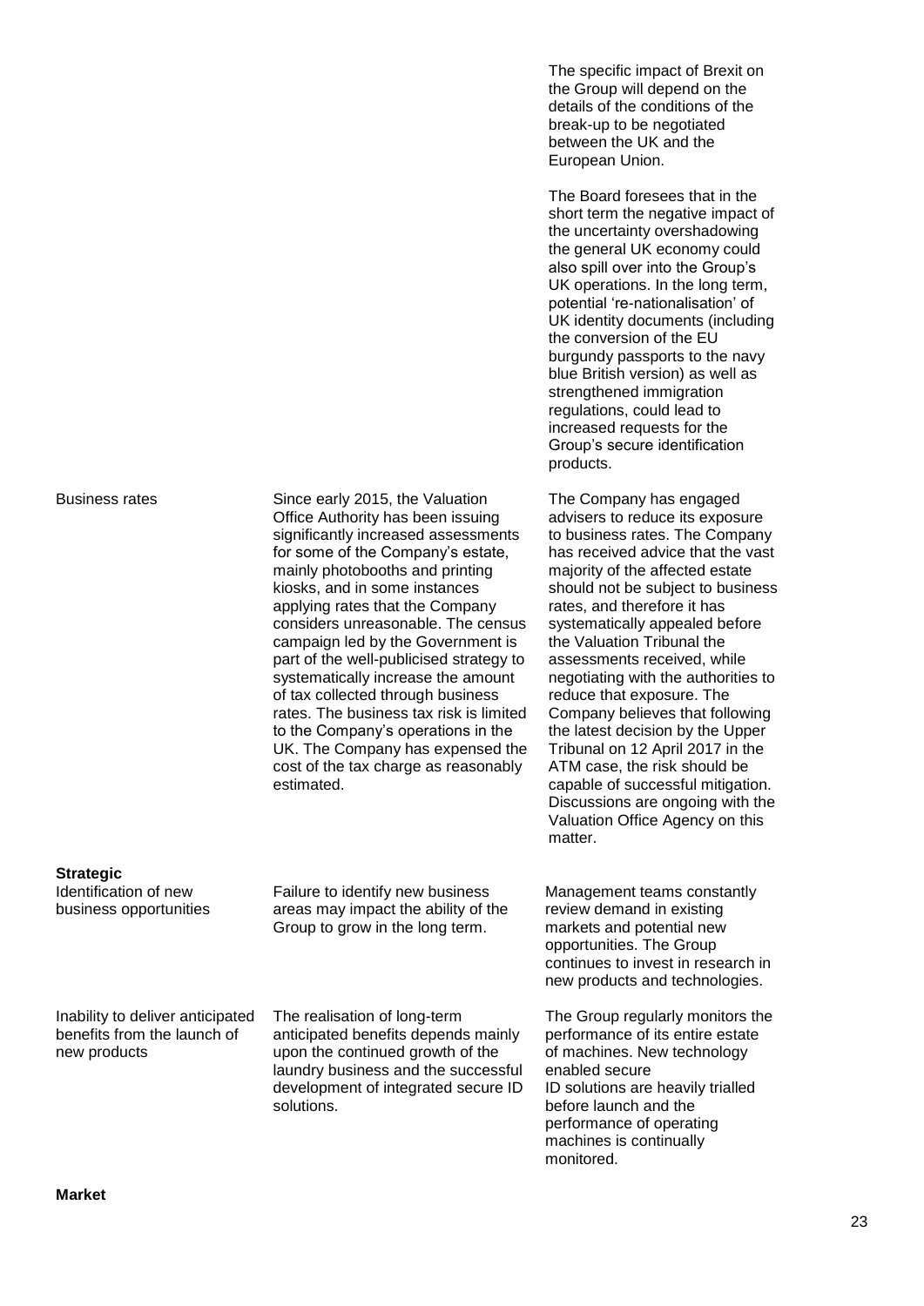| | | |
|---|---|---|
| | | The specific impact of Brexit on the Group will depend on the details of the conditions of the break-up to be negotiated between the UK and the European Union.<br><br>The Board foresees that in the short term the negative impact of the uncertainty overshadowing the general UK economy could also spill over into the Group's UK operations. In the long term, potential 're-nationalisation' of UK identity documents (including the conversion of the EU burgundy passports to the navy blue British version) as well as strengthened immigration regulations, could lead to increased requests for the Group's secure identification products. |
| Business rates | Since early 2015, the Valuation Office Authority has been issuing significantly increased assessments for some of the Company's estate, mainly photobooths and printing kiosks, and in some instances applying rates that the Company considers unreasonable. The census campaign led by the Government is part of the well-publicised strategy to systematically increase the amount of tax collected through business rates. The business tax risk is limited to the Company's operations in the UK. The Company has expensed the cost of the tax charge as reasonably estimated. | The Company has engaged advisers to reduce its exposure to business rates. The Company has received advice that the vast majority of the affected estate should not be subject to business rates, and therefore it has systematically appealed before the Valuation Tribunal the assessments received, while negotiating with the authorities to reduce that exposure. The Company believes that following the latest decision by the Upper Tribunal on 12 April 2017 in the ATM case, the risk should be capable of successful mitigation. Discussions are ongoing with the Valuation Office Agency on this matter. |
| **Strategic** | | |
| Identification of new business opportunities | Failure to identify new business areas may impact the ability of the Group to grow in the long term. | Management teams constantly review demand in existing markets and potential new opportunities. The Group continues to invest in research in new products and technologies. |
| Inability to deliver anticipated benefits from the launch of new products | The realisation of long-term anticipated benefits depends mainly upon the continued growth of the laundry business and the successful development of integrated secure ID solutions. | The Group regularly monitors the performance of its entire estate of machines. New technology enabled secure ID solutions are heavily trialled before launch and the performance of operating machines is continually monitored. |
| **Market** | | |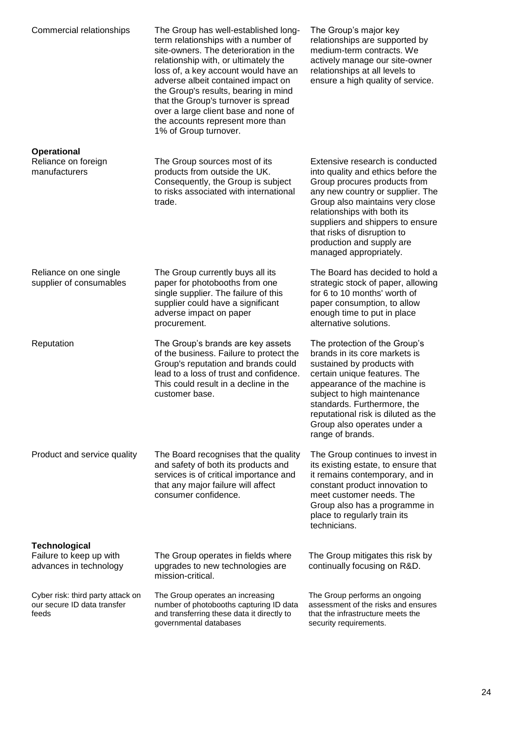| | | |
|---|---|---|
| Commercial relationships | The Group has well-established long-term relationships with a number of site-owners. The deterioration in the relationship with, or ultimately the loss of, a key account would have an adverse albeit contained impact on the Group's results, bearing in mind that the Group's turnover is spread over a large client base and none of the accounts represent more than 1% of Group turnover. | The Group's major key relationships are supported by medium-term contracts. We actively manage our site-owner relationships at all levels to ensure a high quality of service. |
| **Operational** | | |
| Reliance on foreign manufacturers | The Group sources most of its products from outside the UK. Consequently, the Group is subject to risks associated with international trade. | Extensive research is conducted into quality and ethics before the Group procures products from any new country or supplier. The Group also maintains very close relationships with both its suppliers and shippers to ensure that risks of disruption to production and supply are managed appropriately. |
| Reliance on one single supplier of consumables | The Group currently buys all its paper for photobooths from one single supplier. The failure of this supplier could have a significant adverse impact on paper procurement. | The Board has decided to hold a strategic stock of paper, allowing for 6 to 10 months' worth of paper consumption, to allow enough time to put in place alternative solutions. |
| Reputation | The Group's brands are key assets of the business. Failure to protect the Group's reputation and brands could lead to a loss of trust and confidence. This could result in a decline in the customer base. | The protection of the Group's brands in its core markets is sustained by products with certain unique features. The appearance of the machine is subject to high maintenance standards. Furthermore, the reputational risk is diluted as the Group also operates under a range of brands. |
| Product and service quality | The Board recognises that the quality and safety of both its products and services is of critical importance and that any major failure will affect consumer confidence. | The Group continues to invest in its existing estate, to ensure that it remains contemporary, and in constant product innovation to meet customer needs. The Group also has a programme in place to regularly train its technicians. |
| **Technological** | | |
| Failure to keep up with advances in technology | The Group operates in fields where upgrades to new technologies are mission-critical. | The Group mitigates this risk by continually focusing on R&D. |
| Cyber risk: third party attack on our secure ID data transfer feeds | The Group operates an increasing number of photobooths capturing ID data and transferring these data it directly to governmental databases | The Group performs an ongoing assessment of the risks and ensures that the infrastructure meets the security requirements. |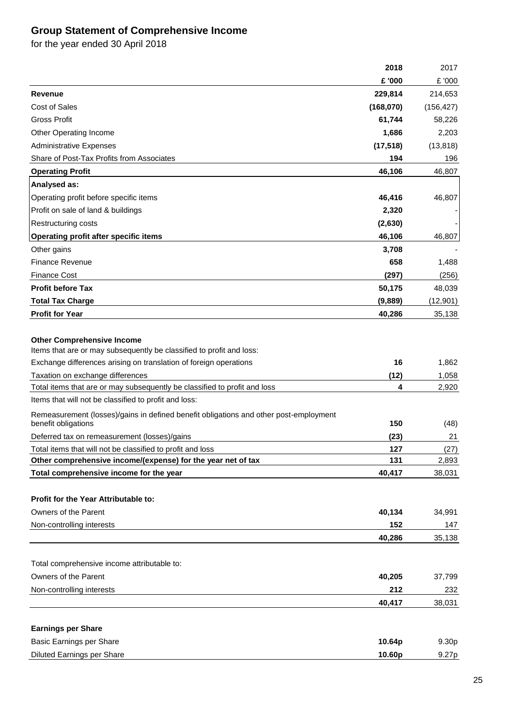# Group Statement of Comprehensive Income

for the year ended 30 April 2018

| | 2018 | 2017 |
|---|---|---|
| | £ '000 | £ '000 |
| **Revenue** | **229,814** | 214,653 |
| Cost of Sales | **(168,070)** | (156,427) |
| Gross Profit | **61,744** | 58,226 |
| Other Operating Income | **1,686** | 2,203 |
| Administrative Expenses | **(17,518)** | (13,818) |
| Share of Post-Tax Profits from Associates | **194** | 196 |
| **Operating Profit** | **46,106** | 46,807 |
| **Analysed as:** | | |
| Operating profit before specific items | **46,416** | 46,807 |
| Profit on sale of land & buildings | **2,320** | - |
| Restructuring costs | **(2,630)** | - |
| **Operating profit after specific items** | **46,106** | 46,807 |
| Other gains | **3,708** | - |
| Finance Revenue | **658** | 1,488 |
| Finance Cost | **(297)** | (256) |
| **Profit before Tax** | **50,175** | 48,039 |
| **Total Tax Charge** | **(9,889)** | (12,901) |
| **Profit for Year** | **40,286** | 35,138 |
| | | |
| **Other Comprehensive Income** | | |
| Items that are or may subsequently be classified to profit and loss: | | |
| Exchange differences arising on translation of foreign operations | **16** | 1,862 |
| Taxation on exchange differences | **(12)** | 1,058 |
| Total items that are or may subsequently be classified to profit and loss | **4** | 2,920 |
| Items that will not be classified to profit and loss: | | |
| Remeasurement (losses)/gains in defined benefit obligations and other post-employment benefit obligations | **150** | (48) |
| Deferred tax on remeasurement (losses)/gains | **(23)** | 21 |
| Total items that will not be classified to profit and loss | **127** | (27) |
| **Other comprehensive income/(expense) for the year net of tax** | **131** | 2,893 |
| **Total comprehensive income for the year** | **40,417** | 38,031 |
| | | |
| **Profit for the Year Attributable to:** | | |
| Owners of the Parent | **40,134** | 34,991 |
| Non-controlling interests | **152** | 147 |
| | **40,286** | 35,138 |
| | | |
| Total comprehensive income attributable to: | | |
| Owners of the Parent | **40,205** | 37,799 |
| Non-controlling interests | **212** | 232 |
| | **40,417** | 38,031 |
| | | |
| **Earnings per Share** | | |
| Basic Earnings per Share | **10.64p** | 9.30p |
| Diluted Earnings per Share | **10.60p** | 9.27p |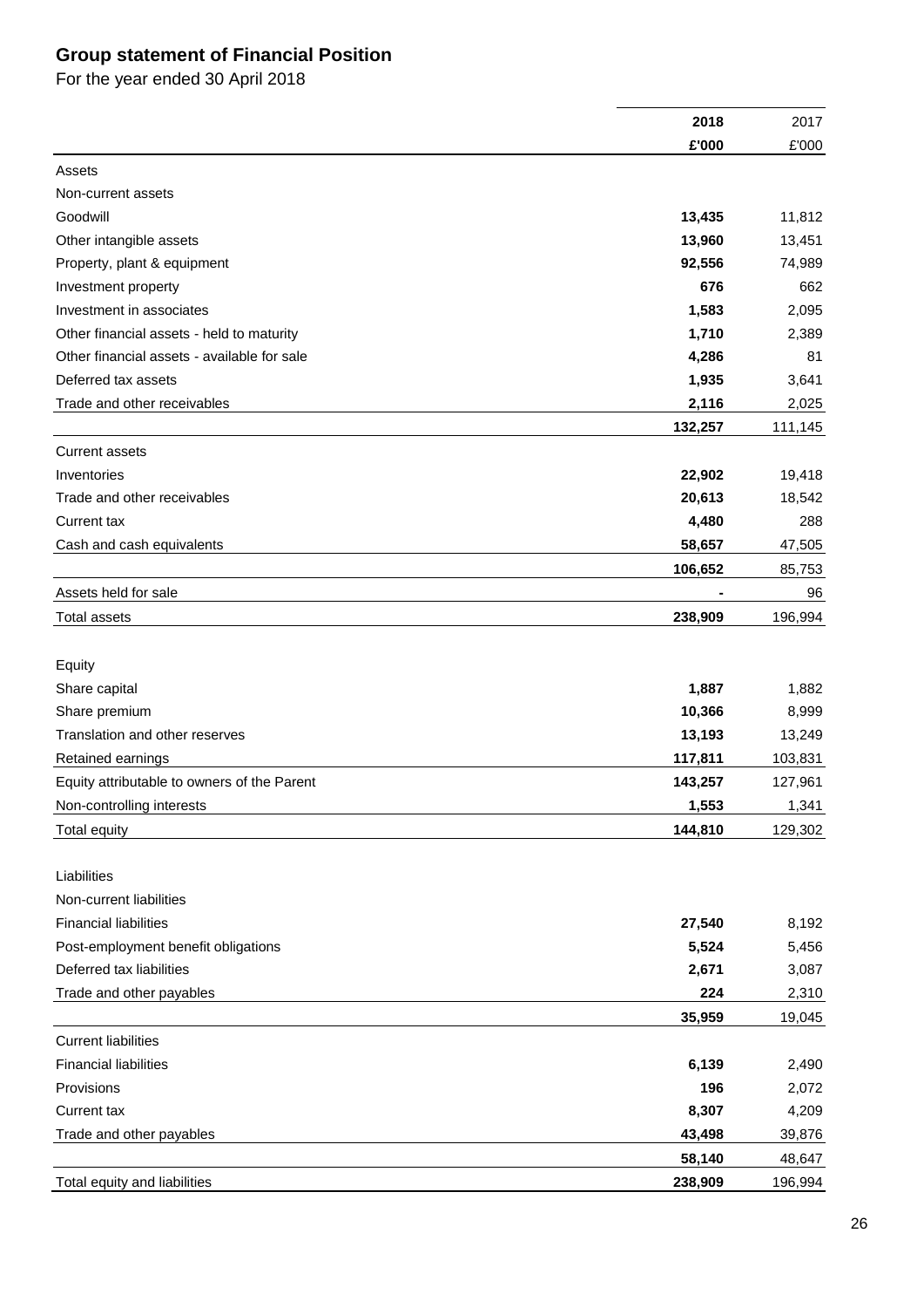## Group statement of Financial Position

For the year ended 30 April 2018

| | **2018** | 2017 |
|---|---|---|
| | **£'000** | £'000 |
| Assets | | |
| Non-current assets | | |
| Goodwill | **13,435** | 11,812 |
| Other intangible assets | **13,960** | 13,451 |
| Property, plant & equipment | **92,556** | 74,989 |
| Investment property | **676** | 662 |
| Investment in associates | **1,583** | 2,095 |
| Other financial assets - held to maturity | **1,710** | 2,389 |
| Other financial assets - available for sale | **4,286** | 81 |
| Deferred tax assets | **1,935** | 3,641 |
| Trade and other receivables | **2,116** | 2,025 |
| | **132,257** | 111,145 |
| Current assets | | |
| Inventories | **22,902** | 19,418 |
| Trade and other receivables | **20,613** | 18,542 |
| Current tax | **4,480** | 288 |
| Cash and cash equivalents | **58,657** | 47,505 |
| | **106,652** | 85,753 |
| Assets held for sale | **-** | 96 |
| Total assets | **238,909** | 196,994 |
| | | |
| Equity | | |
| Share capital | **1,887** | 1,882 |
| Share premium | **10,366** | 8,999 |
| Translation and other reserves | **13,193** | 13,249 |
| Retained earnings | **117,811** | 103,831 |
| Equity attributable to owners of the Parent | **143,257** | 127,961 |
| Non-controlling interests | **1,553** | 1,341 |
| Total equity | **144,810** | 129,302 |
| | | |
| Liabilities | | |
| Non-current liabilities | | |
| Financial liabilities | **27,540** | 8,192 |
| Post-employment benefit obligations | **5,524** | 5,456 |
| Deferred tax liabilities | **2,671** | 3,087 |
| Trade and other payables | **224** | 2,310 |
| | **35,959** | 19,045 |
| Current liabilities | | |
| Financial liabilities | **6,139** | 2,490 |
| Provisions | **196** | 2,072 |
| Current tax | **8,307** | 4,209 |
| Trade and other payables | **43,498** | 39,876 |
| | **58,140** | 48,647 |
| Total equity and liabilities | **238,909** | 196,994 |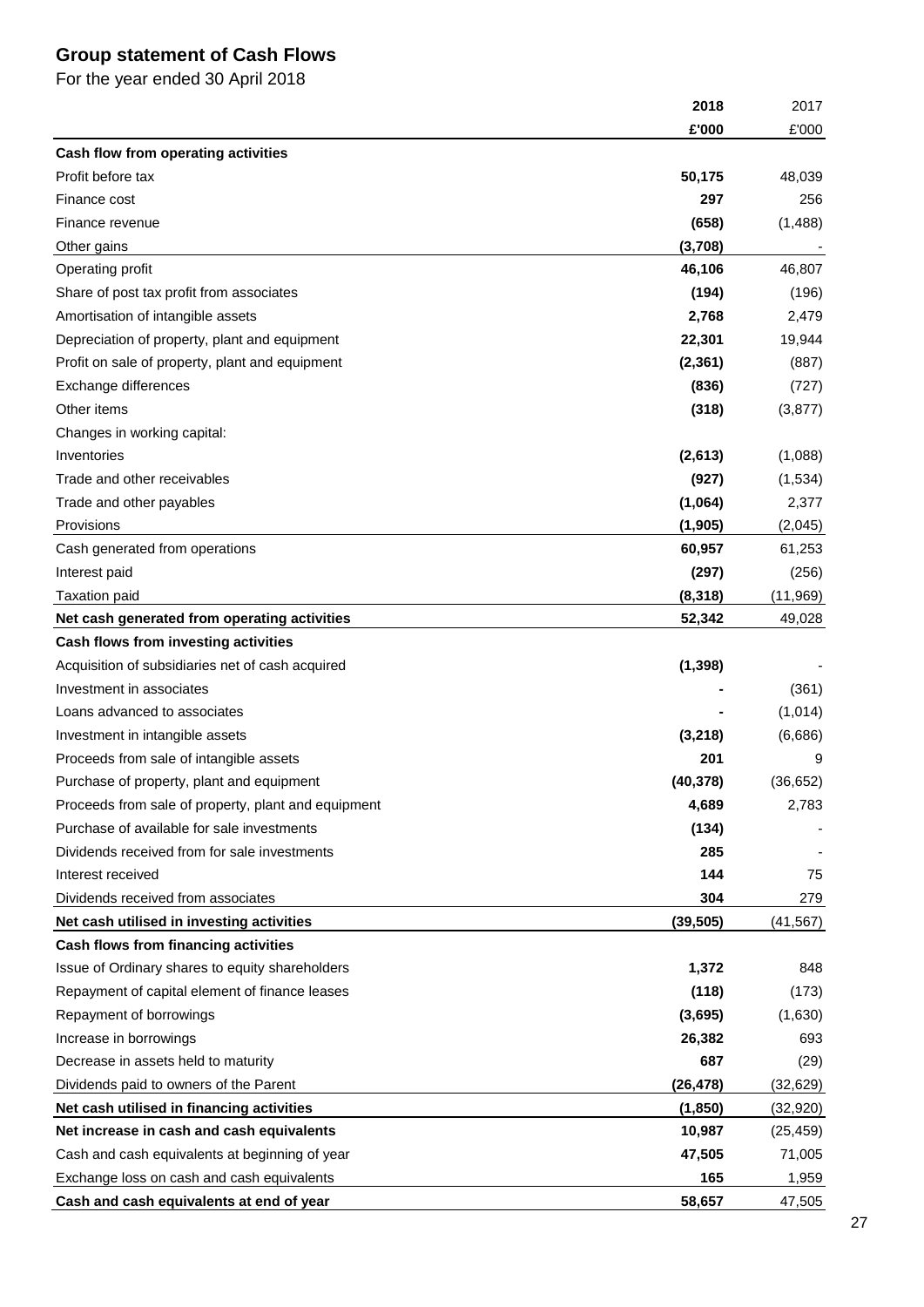# Group statement of Cash Flows

For the year ended 30 April 2018

| | 2018 | 2017 |
|---|---|---|
| | £'000 | £'000 |
| **Cash flow from operating activities** | | |
| Profit before tax | **50,175** | 48,039 |
| Finance cost | **297** | 256 |
| Finance revenue | **(658)** | (1,488) |
| Other gains | **(3,708)** | - |
| Operating profit | **46,106** | 46,807 |
| Share of post tax profit from associates | **(194)** | (196) |
| Amortisation of intangible assets | **2,768** | 2,479 |
| Depreciation of property, plant and equipment | **22,301** | 19,944 |
| Profit on sale of property, plant and equipment | **(2,361)** | (887) |
| Exchange differences | **(836)** | (727) |
| Other items | **(318)** | (3,877) |
| Changes in working capital: | | |
| Inventories | **(2,613)** | (1,088) |
| Trade and other receivables | **(927)** | (1,534) |
| Trade and other payables | **(1,064)** | 2,377 |
| Provisions | **(1,905)** | (2,045) |
| Cash generated from operations | **60,957** | 61,253 |
| Interest paid | **(297)** | (256) |
| Taxation paid | **(8,318)** | (11,969) |
| **Net cash generated from operating activities** | **52,342** | 49,028 |
| **Cash flows from investing activities** | | |
| Acquisition of subsidiaries net of cash acquired | **(1,398)** | - |
| Investment in associates | **-** | (361) |
| Loans advanced to associates | **-** | (1,014) |
| Investment in intangible assets | **(3,218)** | (6,686) |
| Proceeds from sale of intangible assets | **201** | 9 |
| Purchase of property, plant and equipment | **(40,378)** | (36,652) |
| Proceeds from sale of property, plant and equipment | **4,689** | 2,783 |
| Purchase of available for sale investments | **(134)** | - |
| Dividends received from for sale investments | **285** | - |
| Interest received | **144** | 75 |
| Dividends received from associates | **304** | 279 |
| **Net cash utilised in investing activities** | **(39,505)** | (41,567) |
| **Cash flows from financing activities** | | |
| Issue of Ordinary shares to equity shareholders | **1,372** | 848 |
| Repayment of capital element of finance leases | **(118)** | (173) |
| Repayment of borrowings | **(3,695)** | (1,630) |
| Increase in borrowings | **26,382** | 693 |
| Decrease in assets held to maturity | **687** | (29) |
| Dividends paid to owners of the Parent | **(26,478)** | (32,629) |
| **Net cash utilised in financing activities** | **(1,850)** | (32,920) |
| **Net increase in cash and cash equivalents** | **10,987** | (25,459) |
| Cash and cash equivalents at beginning of year | **47,505** | 71,005 |
| Exchange loss on cash and cash equivalents | **165** | 1,959 |
| **Cash and cash equivalents at end of year** | **58,657** | 47,505 |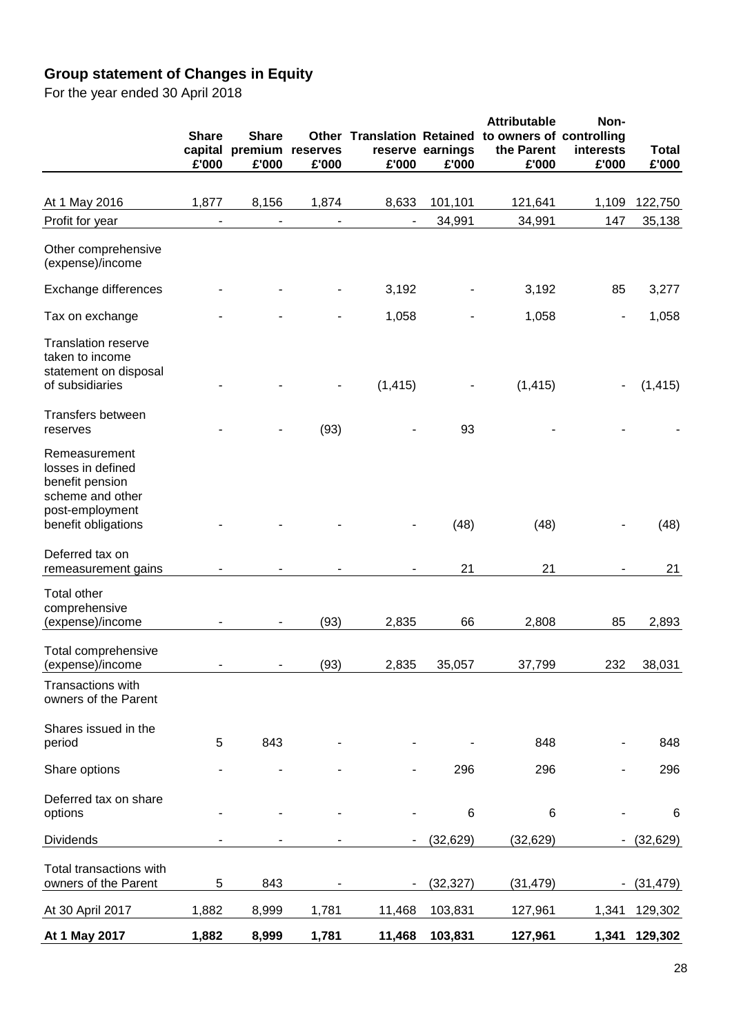## Group statement of Changes in Equity

For the year ended 30 April 2018

| | Share capital £'000 | Share premium £'000 | Other reserves £'000 | Translation reserve £'000 | Retained earnings £'000 | Attributable to owners of the Parent £'000 | Non-controlling interests £'000 | Total £'000 |
|---|---|---|---|---|---|---|---|---|
| At 1 May 2016 | 1,877 | 8,156 | 1,874 | 8,633 | 101,101 | 121,641 | 1,109 | 122,750 |
| Profit for year | - | - | - | - | 34,991 | 34,991 | 147 | 35,138 |
| Other comprehensive (expense)/income | | | | | | | | |
| Exchange differences | - | - | - | 3,192 | - | 3,192 | 85 | 3,277 |
| Tax on exchange | - | - | - | 1,058 | - | 1,058 | - | 1,058 |
| Translation reserve taken to income statement on disposal of subsidiaries | - | - | - | (1,415) | - | (1,415) | - | (1,415) |
| Transfers between reserves | - | - | (93) | - | 93 | - | - | - |
| Remeasurement losses in defined benefit pension scheme and other post-employment benefit obligations | - | - | - | - | (48) | (48) | - | (48) |
| Deferred tax on remeasurement gains | - | - | - | - | 21 | 21 | - | 21 |
| Total other comprehensive (expense)/income | - | - | (93) | 2,835 | 66 | 2,808 | 85 | 2,893 |
| Total comprehensive (expense)/income | - | - | (93) | 2,835 | 35,057 | 37,799 | 232 | 38,031 |
| Transactions with owners of the Parent | | | | | | | | |
| Shares issued in the period | 5 | 843 | - | - | - | 848 | - | 848 |
| Share options | - | - | - | - | 296 | 296 | - | 296 |
| Deferred tax on share options | - | - | - | - | 6 | 6 | - | 6 |
| Dividends | - | - | - | - | (32,629) | (32,629) | - | (32,629) |
| Total transactions with owners of the Parent | 5 | 843 | - | - | (32,327) | (31,479) | - | (31,479) |
| At 30 April 2017 | 1,882 | 8,999 | 1,781 | 11,468 | 103,831 | 127,961 | 1,341 | 129,302 |
| **At 1 May 2017** | **1,882** | **8,999** | **1,781** | **11,468** | **103,831** | **127,961** | **1,341** | **129,302** |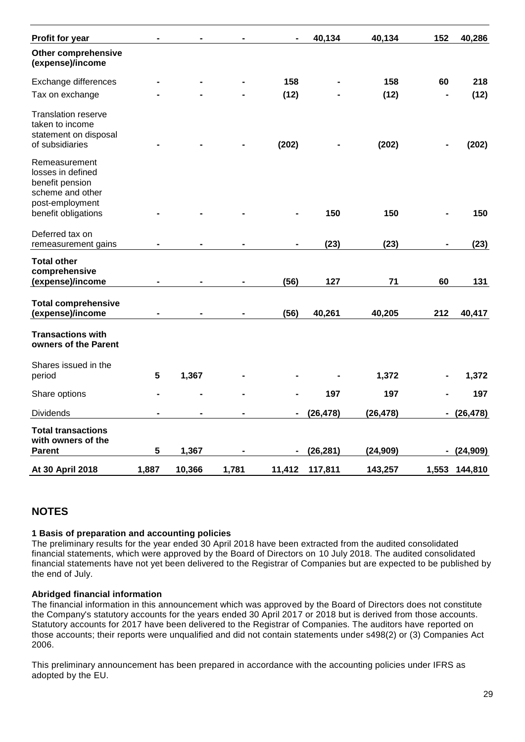| | | | | | | | | |
|---|---|---|---|---|---|---|---|---|
| **Profit for year** | - | - | - | - | 40,134 | 40,134 | 152 | 40,286 |
| **Other comprehensive (expense)/income** | | | | | | | | |
| Exchange differences | - | - | - | 158 | - | 158 | 60 | 218 |
| Tax on exchange | - | - | - | (12) | - | (12) | - | (12) |
| Translation reserve taken to income statement on disposal of subsidiaries | - | - | - | (202) | - | (202) | - | (202) |
| Remeasurement losses in defined benefit pension scheme and other post-employment benefit obligations | - | - | - | - | 150 | 150 | - | 150 |
| Deferred tax on remeasurement gains | - | - | - | - | (23) | (23) | - | (23) |
| **Total other comprehensive (expense)/income** | - | - | - | (56) | 127 | 71 | 60 | 131 |
| **Total comprehensive (expense)/income** | - | - | - | (56) | 40,261 | 40,205 | 212 | 40,417 |
| **Transactions with owners of the Parent** | | | | | | | | |
| Shares issued in the period | 5 | 1,367 | - | - | - | 1,372 | - | 1,372 |
| Share options | - | - | - | - | 197 | 197 | - | 197 |
| Dividends | - | - | - | - | (26,478) | (26,478) | - | (26,478) |
| **Total transactions with owners of the Parent** | 5 | 1,367 | - | - | (26,281) | (24,909) | - | (24,909) |
| **At 30 April 2018** | 1,887 | 10,366 | 1,781 | 11,412 | 117,811 | 143,257 | 1,553 | 144,810 |

## NOTES

**1 Basis of preparation and accounting policies**

The preliminary results for the year ended 30 April 2018 have been extracted from the audited consolidated financial statements, which were approved by the Board of Directors on 10 July 2018. The audited consolidated financial statements have not yet been delivered to the Registrar of Companies but are expected to be published by the end of July.

**Abridged financial information**

The financial information in this announcement which was approved by the Board of Directors does not constitute the Company's statutory accounts for the years ended 30 April 2017 or 2018 but is derived from those accounts. Statutory accounts for 2017 have been delivered to the Registrar of Companies. The auditors have reported on those accounts; their reports were unqualified and did not contain statements under s498(2) or (3) Companies Act 2006.

This preliminary announcement has been prepared in accordance with the accounting policies under IFRS as adopted by the EU.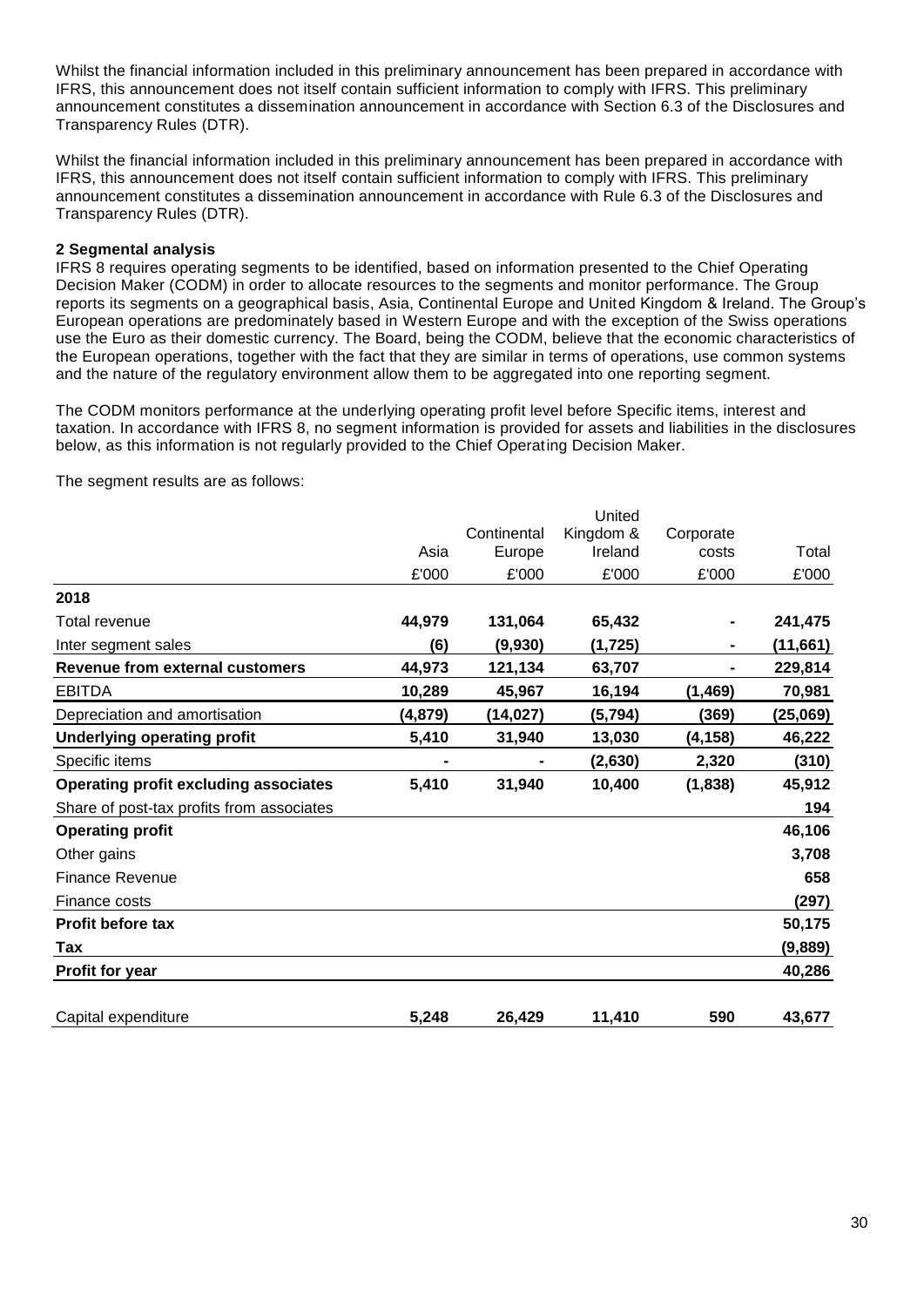Whilst the financial information included in this preliminary announcement has been prepared in accordance with IFRS, this announcement does not itself contain sufficient information to comply with IFRS. This preliminary announcement constitutes a dissemination announcement in accordance with Section 6.3 of the Disclosures and Transparency Rules (DTR).

Whilst the financial information included in this preliminary announcement has been prepared in accordance with IFRS, this announcement does not itself contain sufficient information to comply with IFRS. This preliminary announcement constitutes a dissemination announcement in accordance with Rule 6.3 of the Disclosures and Transparency Rules (DTR).

**2 Segmental analysis**

IFRS 8 requires operating segments to be identified, based on information presented to the Chief Operating Decision Maker (CODM) in order to allocate resources to the segments and monitor performance. The Group reports its segments on a geographical basis, Asia, Continental Europe and United Kingdom & Ireland. The Group's European operations are predominately based in Western Europe and with the exception of the Swiss operations use the Euro as their domestic currency. The Board, being the CODM, believe that the economic characteristics of the European operations, together with the fact that they are similar in terms of operations, use common systems and the nature of the regulatory environment allow them to be aggregated into one reporting segment.

The CODM monitors performance at the underlying operating profit level before Specific items, interest and taxation. In accordance with IFRS 8, no segment information is provided for assets and liabilities in the disclosures below, as this information is not regularly provided to the Chief Operating Decision Maker.

The segment results are as follows:

| | Asia | Continental Europe | United Kingdom & Ireland | Corporate costs | Total |
|---|---|---|---|---|---|
| | £'000 | £'000 | £'000 | £'000 | £'000 |
| **2018** | | | | | |
| Total revenue | **44,979** | **131,064** | **65,432** | **-** | **241,475** |
| Inter segment sales | **(6)** | **(9,930)** | **(1,725)** | **-** | **(11,661)** |
| **Revenue from external customers** | **44,973** | **121,134** | **63,707** | **-** | **229,814** |
| EBITDA | **10,289** | **45,967** | **16,194** | **(1,469)** | **70,981** |
| Depreciation and amortisation | **(4,879)** | **(14,027)** | **(5,794)** | **(369)** | **(25,069)** |
| **Underlying operating profit** | **5,410** | **31,940** | **13,030** | **(4,158)** | **46,222** |
| Specific items | **-** | **-** | **(2,630)** | **2,320** | **(310)** |
| **Operating profit excluding associates** | **5,410** | **31,940** | **10,400** | **(1,838)** | **45,912** |
| Share of post-tax profits from associates | | | | | **194** |
| **Operating profit** | | | | | **46,106** |
| Other gains | | | | | **3,708** |
| Finance Revenue | | | | | **658** |
| Finance costs | | | | | **(297)** |
| **Profit before tax** | | | | | **50,175** |
| **Tax** | | | | | **(9,889)** |
| **Profit for year** | | | | | **40,286** |
| | | | | | |
| Capital expenditure | **5,248** | **26,429** | **11,410** | **590** | **43,677** |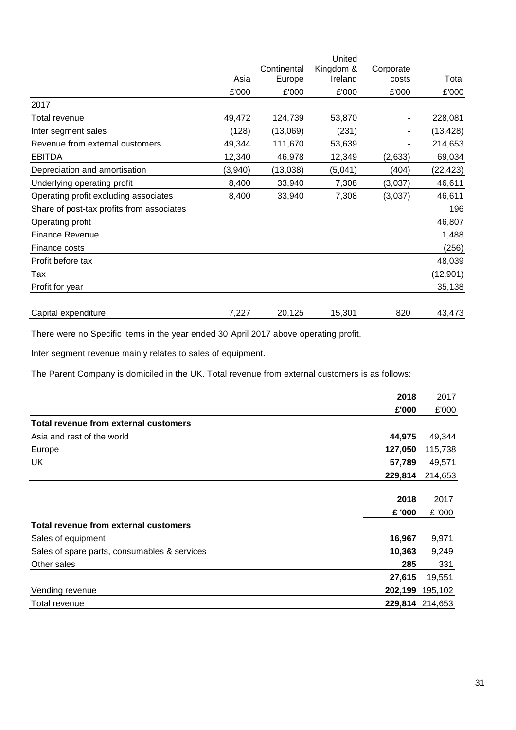| | Asia | Continental Europe | United Kingdom & Ireland | Corporate costs | Total |
|---|---|---|---|---|---|
| | £'000 | £'000 | £'000 | £'000 | £'000 |
| 2017 | | | | | |
| Total revenue | 49,472 | 124,739 | 53,870 | - | 228,081 |
| Inter segment sales | (128) | (13,069) | (231) | - | (13,428) |
| Revenue from external customers | 49,344 | 111,670 | 53,639 | - | 214,653 |
| EBITDA | 12,340 | 46,978 | 12,349 | (2,633) | 69,034 |
| Depreciation and amortisation | (3,940) | (13,038) | (5,041) | (404) | (22,423) |
| Underlying operating profit | 8,400 | 33,940 | 7,308 | (3,037) | 46,611 |
| Operating profit excluding associates | 8,400 | 33,940 | 7,308 | (3,037) | 46,611 |
| Share of post-tax profits from associates | | | | | 196 |
| Operating profit | | | | | 46,807 |
| Finance Revenue | | | | | 1,488 |
| Finance costs | | | | | (256) |
| Profit before tax | | | | | 48,039 |
| Tax | | | | | (12,901) |
| Profit for year | | | | | 35,138 |
| | | | | | |
| Capital expenditure | 7,227 | 20,125 | 15,301 | 820 | 43,473 |

There were no Specific items in the year ended 30 April 2017 above operating profit.

Inter segment revenue mainly relates to sales of equipment.

The Parent Company is domiciled in the UK. Total revenue from external customers is as follows:

| | **2018** | 2017 |
|---|---|---|
| | **£'000** | £'000 |
| **Total revenue from external customers** | | |
| Asia and rest of the world | **44,975** | 49,344 |
| Europe | **127,050** | 115,738 |
| UK | **57,789** | 49,571 |
| | **229,814** | 214,653 |

| | **2018** | 2017 |
|---|---|---|
| | **£ '000** | £ '000 |
| **Total revenue from external customers** | | |
| Sales of equipment | **16,967** | 9,971 |
| Sales of spare parts, consumables & services | **10,363** | 9,249 |
| Other sales | **285** | 331 |
| | **27,615** | 19,551 |
| Vending revenue | **202,199** | 195,102 |
| Total revenue | **229,814** | 214,653 |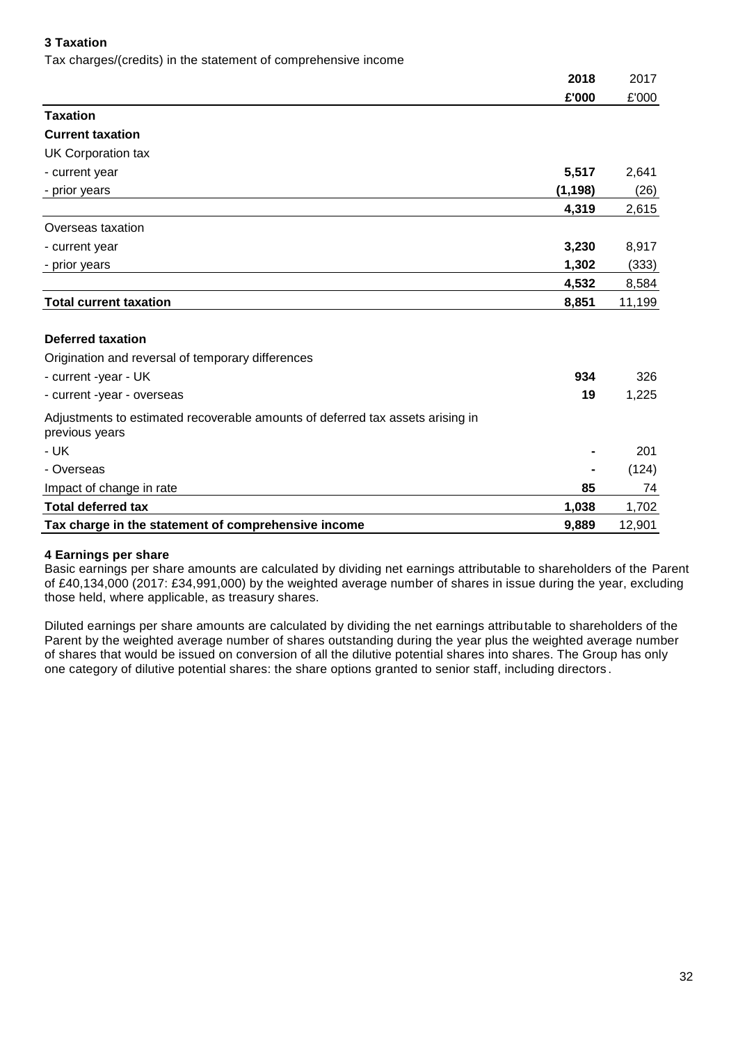### 3 Taxation

Tax charges/(credits) in the statement of comprehensive income

| | **2018** | 2017 |
|---|---|---|
| | **£'000** | £'000 |
| **Taxation** | | |
| **Current taxation** | | |
| UK Corporation tax | | |
| - current year | **5,517** | 2,641 |
| - prior years | **(1,198)** | (26) |
| | **4,319** | 2,615 |
| Overseas taxation | | |
| - current year | **3,230** | 8,917 |
| - prior years | **1,302** | (333) |
| | **4,532** | 8,584 |
| **Total current taxation** | **8,851** | 11,199 |
| | | |
| **Deferred taxation** | | |
| Origination and reversal of temporary differences | | |
| - current -year - UK | **934** | 326 |
| - current -year - overseas | **19** | 1,225 |
| Adjustments to estimated recoverable amounts of deferred tax assets arising in previous years | | |
| - UK | **-** | 201 |
| - Overseas | **-** | (124) |
| Impact of change in rate | **85** | 74 |
| **Total deferred tax** | **1,038** | 1,702 |
| **Tax charge in the statement of comprehensive income** | **9,889** | 12,901 |

### 4 Earnings per share

Basic earnings per share amounts are calculated by dividing net earnings attributable to shareholders of the Parent of £40,134,000 (2017: £34,991,000) by the weighted average number of shares in issue during the year, excluding those held, where applicable, as treasury shares.

Diluted earnings per share amounts are calculated by dividing the net earnings attributable to shareholders of the Parent by the weighted average number of shares outstanding during the year plus the weighted average number of shares that would be issued on conversion of all the dilutive potential shares into shares. The Group has only one category of dilutive potential shares: the share options granted to senior staff, including directors.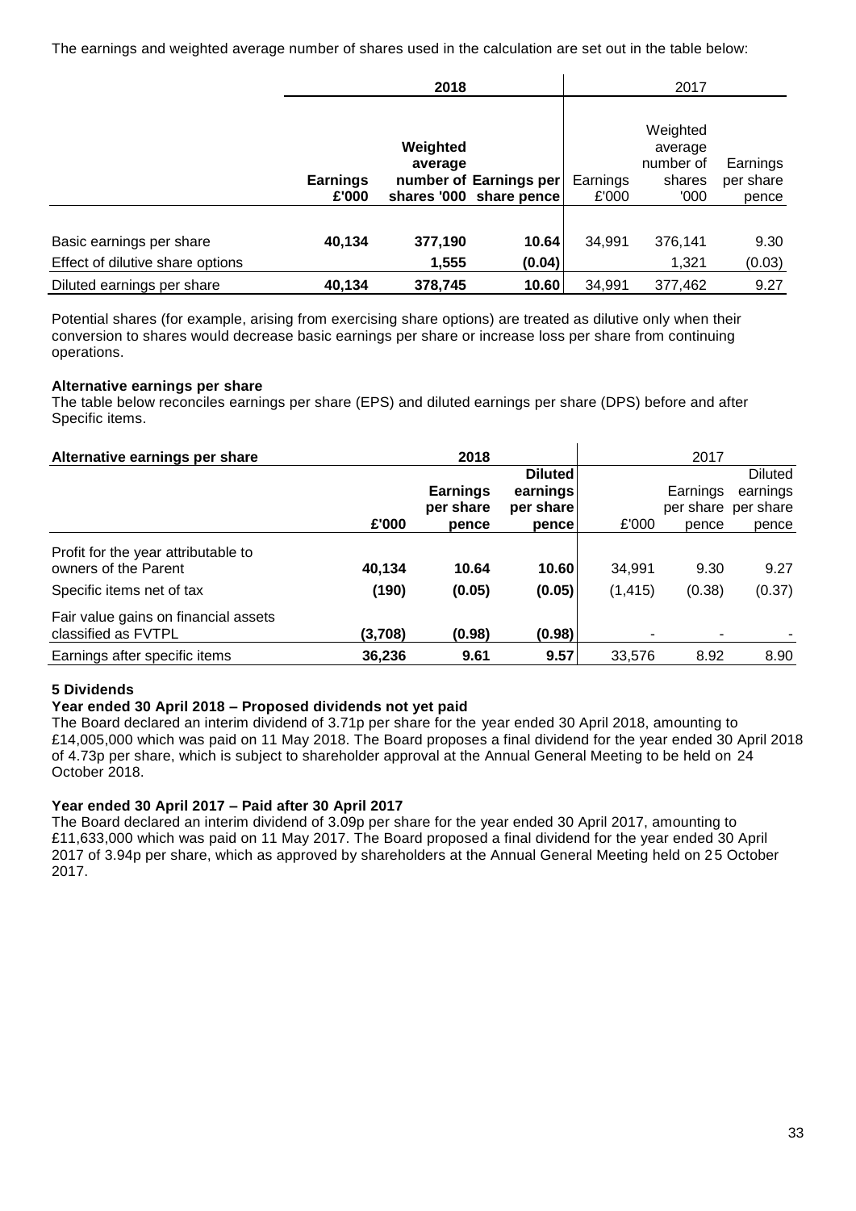The earnings and weighted average number of shares used in the calculation are set out in the table below:

| | 2018 | | | 2017 | | |
|---|---|---|---|---|---|---|
| | **Earnings £'000** | **Weighted average number of shares '000** | **Earnings per share pence** | Earnings £'000 | Weighted average number of shares '000 | Earnings per share pence |
| Basic earnings per share | **40,134** | **377,190** | **10.64** | 34,991 | 376,141 | 9.30 |
| Effect of dilutive share options | | **1,555** | **(0.04)** | | 1,321 | (0.03) |
| Diluted earnings per share | **40,134** | **378,745** | **10.60** | 34,991 | 377,462 | 9.27 |

Potential shares (for example, arising from exercising share options) are treated as dilutive only when their conversion to shares would decrease basic earnings per share or increase loss per share from continuing operations.

**Alternative earnings per share**

The table below reconciles earnings per share (EPS) and diluted earnings per share (DPS) before and after Specific items.

| **Alternative earnings per share** | 2018 | | | 2017 | | |
|---|---|---|---|---|---|---|
| | **£'000** | **Earnings per share pence** | **Diluted earnings per share pence** | £'000 | Earnings per share pence | Diluted earnings per share pence |
| Profit for the year attributable to owners of the Parent | **40,134** | **10.64** | **10.60** | 34,991 | 9.30 | 9.27 |
| Specific items net of tax | **(190)** | **(0.05)** | **(0.05)** | (1,415) | (0.38) | (0.37) |
| Fair value gains on financial assets classified as FVTPL | **(3,708)** | **(0.98)** | **(0.98)** | - | - | - |
| Earnings after specific items | **36,236** | **9.61** | **9.57** | 33,576 | 8.92 | 8.90 |

## 5 Dividends

**Year ended 30 April 2018 – Proposed dividends not yet paid**

The Board declared an interim dividend of 3.71p per share for the year ended 30 April 2018, amounting to £14,005,000 which was paid on 11 May 2018. The Board proposes a final dividend for the year ended 30 April 2018 of 4.73p per share, which is subject to shareholder approval at the Annual General Meeting to be held on 24 October 2018.

**Year ended 30 April 2017 – Paid after 30 April 2017**

The Board declared an interim dividend of 3.09p per share for the year ended 30 April 2017, amounting to £11,633,000 which was paid on 11 May 2017. The Board proposed a final dividend for the year ended 30 April 2017 of 3.94p per share, which as approved by shareholders at the Annual General Meeting held on 25 October 2017.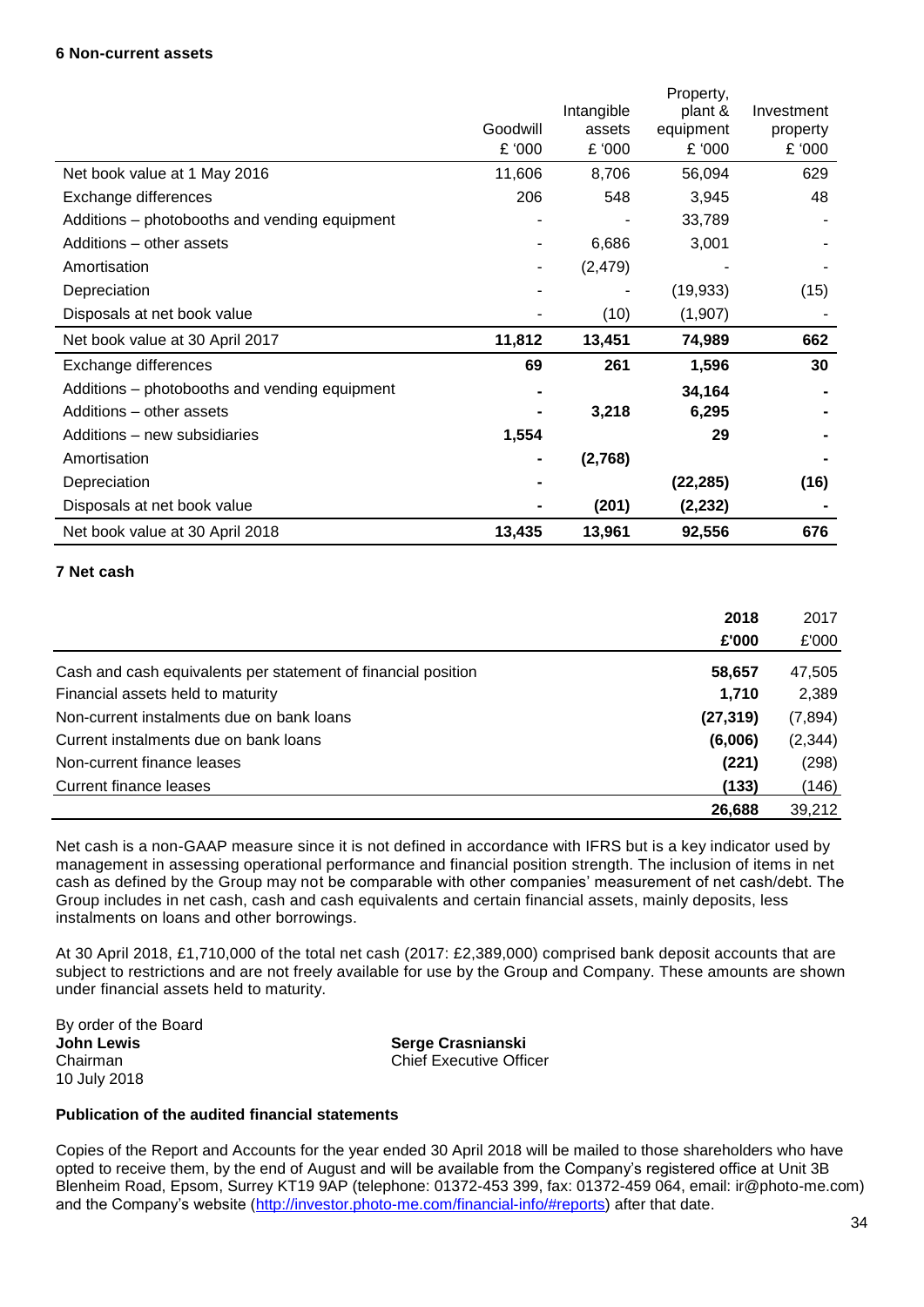### 6 Non-current assets

| | Goodwill | Intangible assets | Property, plant & equipment | Investment property |
|---|---|---|---|---|
| | £ '000 | £ '000 | £ '000 | £ '000 |
| Net book value at 1 May 2016 | 11,606 | 8,706 | 56,094 | 629 |
| Exchange differences | 206 | 548 | 3,945 | 48 |
| Additions – photobooths and vending equipment | - | - | 33,789 | - |
| Additions – other assets | - | 6,686 | 3,001 | - |
| Amortisation | - | (2,479) | - | - |
| Depreciation | - | - | (19,933) | (15) |
| Disposals at net book value | - | (10) | (1,907) | - |
| Net book value at 30 April 2017 | **11,812** | **13,451** | **74,989** | **662** |
| Exchange differences | **69** | **261** | **1,596** | **30** |
| Additions – photobooths and vending equipment | **-** | | **34,164** | **-** |
| Additions – other assets | **-** | **3,218** | **6,295** | **-** |
| Additions – new subsidiaries | **1,554** | | **29** | **-** |
| Amortisation | **-** | **(2,768)** | | **-** |
| Depreciation | **-** | | **(22,285)** | **(16)** |
| Disposals at net book value | **-** | **(201)** | **(2,232)** | **-** |
| Net book value at 30 April 2018 | **13,435** | **13,961** | **92,556** | **676** |

### 7 Net cash

| | 2018 | 2017 |
|---|---|---|
| | £'000 | £'000 |
| Cash and cash equivalents per statement of financial position | **58,657** | 47,505 |
| Financial assets held to maturity | **1,710** | 2,389 |
| Non-current instalments due on bank loans | **(27,319)** | (7,894) |
| Current instalments due on bank loans | **(6,006)** | (2,344) |
| Non-current finance leases | **(221)** | (298) |
| Current finance leases | **(133)** | (146) |
| | **26,688** | 39,212 |

Net cash is a non-GAAP measure since it is not defined in accordance with IFRS but is a key indicator used by management in assessing operational performance and financial position strength. The inclusion of items in net cash as defined by the Group may not be comparable with other companies' measurement of net cash/debt. The Group includes in net cash, cash and cash equivalents and certain financial assets, mainly deposits, less instalments on loans and other borrowings.

At 30 April 2018, £1,710,000 of the total net cash (2017: £2,389,000) comprised bank deposit accounts that are subject to restrictions and are not freely available for use by the Group and Company. These amounts are shown under financial assets held to maturity.

By order of the Board

**John Lewis**
Chairman
10 July 2018

**Serge Crasnianski**
Chief Executive Officer

**Publication of the audited financial statements**

Copies of the Report and Accounts for the year ended 30 April 2018 will be mailed to those shareholders who have opted to receive them, by the end of August and will be available from the Company's registered office at Unit 3B Blenheim Road, Epsom, Surrey KT19 9AP (telephone: 01372-453 399, fax: 01372-459 064, email: ir@photo-me.com) and the Company's website (http://investor.photo-me.com/financial-info/#reports) after that date.